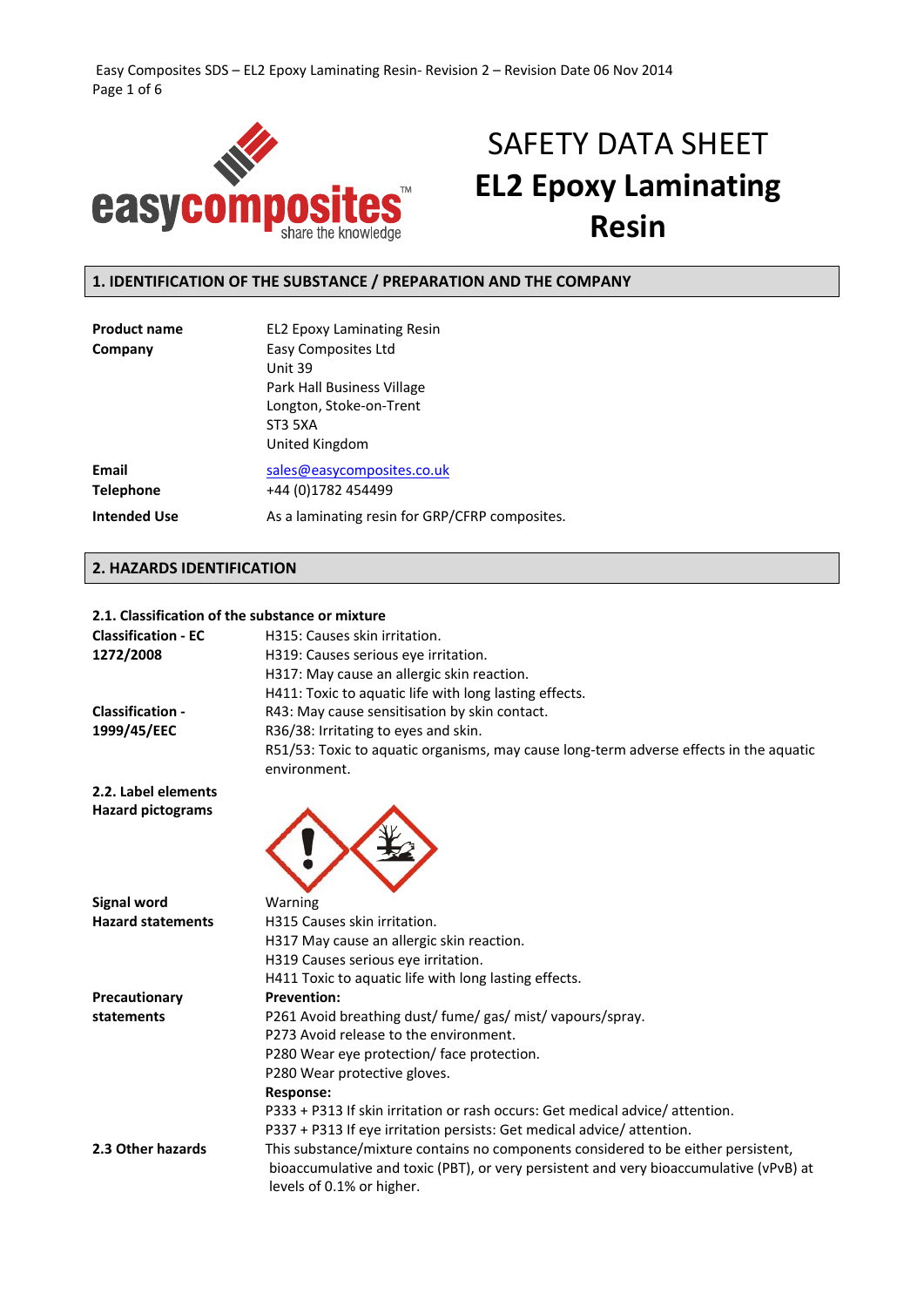# SAFETY DATA SHEET
# EL2 Epoxy Laminating Resin

## 1. IDENTIFICATION OF THE SUBSTANCE / PREPARATION AND THE COMPANY

**Product name** EL2 Epoxy Laminating Resin

**Company** Easy Composites Ltd
Unit 39
Park Hall Business Village
Longton, Stoke-on-Trent
ST3 5XA
United Kingdom

**Email** sales@easycomposites.co.uk

**Telephone** +44 (0)1782 454499

**Intended Use** As a laminating resin for GRP/CFRP composites.

## 2. HAZARDS IDENTIFICATION

### 2.1. Classification of the substance or mixture

**Classification - EC 1272/2008**
H315: Causes skin irritation.
H319: Causes serious eye irritation.
H317: May cause an allergic skin reaction.
H411: Toxic to aquatic life with long lasting effects.

**Classification - 1999/45/EEC**
R43: May cause sensitisation by skin contact.
R36/38: Irritating to eyes and skin.
R51/53: Toxic to aquatic organisms, may cause long-term adverse effects in the aquatic environment.

### 2.2. Label elements

**Hazard pictograms**

**Signal word** Warning

**Hazard statements**
H315 Causes skin irritation.
H317 May cause an allergic skin reaction.
H319 Causes serious eye irritation.
H411 Toxic to aquatic life with long lasting effects.

**Precautionary statements**

**Prevention:**
P261 Avoid breathing dust/ fume/ gas/ mist/ vapours/spray.
P273 Avoid release to the environment.
P280 Wear eye protection/ face protection.
P280 Wear protective gloves.

**Response:**
P333 + P313 If skin irritation or rash occurs: Get medical advice/ attention.
P337 + P313 If eye irritation persists: Get medical advice/ attention.

### 2.3 Other hazards

This substance/mixture contains no components considered to be either persistent, bioaccumulative and toxic (PBT), or very persistent and very bioaccumulative (vPvB) at levels of 0.1% or higher.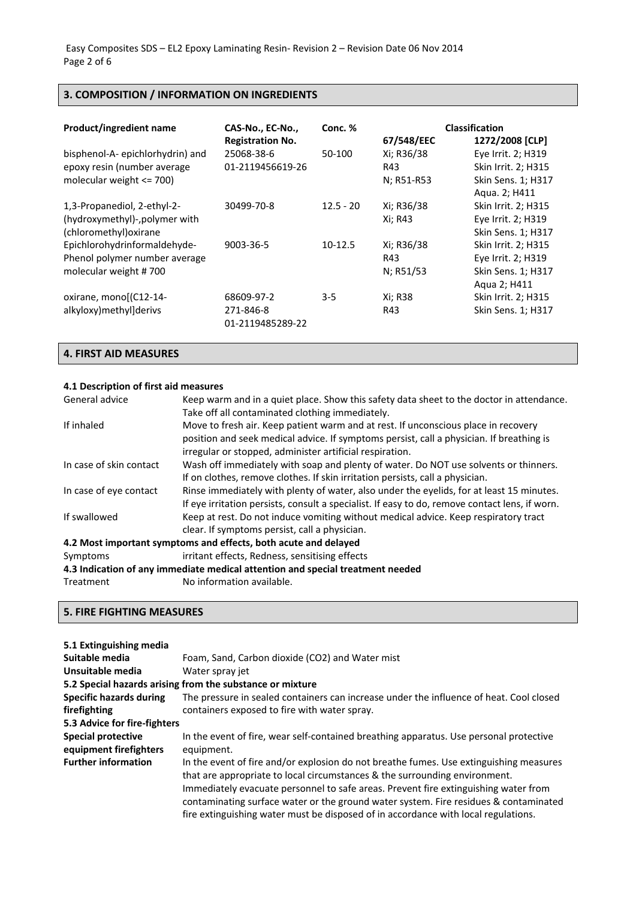## 3. COMPOSITION / INFORMATION ON INGREDIENTS

| Product/ingredient name | CAS-No., EC-No., Registration No. | Conc. % | Classification 67/548/EEC | Classification 1272/2008 [CLP] |
|---|---|---|---|---|
| bisphenol-A- epichlorhydrin) and epoxy resin (number average molecular weight <= 700) | 25068-38-6<br>01-2119456619-26 | 50-100 | Xi; R36/38<br>R43<br>N; R51-R53 | Eye Irrit. 2; H319<br>Skin Irrit. 2; H315<br>Skin Sens. 1; H317<br>Aqua. 2; H411 |
| 1,3-Propanediol, 2-ethyl-2-(hydroxymethyl)-,polymer with (chloromethyl)oxirane | 30499-70-8 | 12.5 - 20 | Xi; R36/38<br>Xi; R43 | Skin Irrit. 2; H315<br>Eye Irrit. 2; H319<br>Skin Sens. 1; H317 |
| Epichlorohydrinformaldehyde-Phenol polymer number average molecular weight # 700 | 9003-36-5 | 10-12.5 | Xi; R36/38<br>R43<br>N; R51/53 | Skin Irrit. 2; H315<br>Eye Irrit. 2; H319<br>Skin Sens. 1; H317<br>Aqua 2; H411 |
| oxirane, mono[(C12-14-alkyloxy)methyl]derivs | 68609-97-2<br>271-846-8<br>01-2119485289-22 | 3-5 | Xi; R38<br>R43 | Skin Irrit. 2; H315<br>Skin Sens. 1; H317 |

## 4. FIRST AID MEASURES

### 4.1 Description of first aid measures

| | |
|---|---|
| General advice | Keep warm and in a quiet place. Show this safety data sheet to the doctor in attendance. Take off all contaminated clothing immediately. |
| If inhaled | Move to fresh air. Keep patient warm and at rest. If unconscious place in recovery position and seek medical advice. If symptoms persist, call a physician. If breathing is irregular or stopped, administer artificial respiration. |
| In case of skin contact | Wash off immediately with soap and plenty of water. Do NOT use solvents or thinners. If on clothes, remove clothes. If skin irritation persists, call a physician. |
| In case of eye contact | Rinse immediately with plenty of water, also under the eyelids, for at least 15 minutes. If eye irritation persists, consult a specialist. If easy to do, remove contact lens, if worn. |
| If swallowed | Keep at rest. Do not induce vomiting without medical advice. Keep respiratory tract clear. If symptoms persist, call a physician. |

### 4.2 Most important symptoms and effects, both acute and delayed

Symptoms: irritant effects, Redness, sensitising effects

### 4.3 Indication of any immediate medical attention and special treatment needed

Treatment: No information available.

## 5. FIRE FIGHTING MEASURES

### 5.1 Extinguishing media

**Suitable media**: Foam, Sand, Carbon dioxide ($CO_2$) and Water mist

**Unsuitable media**: Water spray jet

### 5.2 Special hazards arising from the substance or mixture

**Specific hazards during firefighting**: The pressure in sealed containers can increase under the influence of heat. Cool closed containers exposed to fire with water spray.

### 5.3 Advice for fire-fighters

**Special protective equipment firefighters**: In the event of fire, wear self-contained breathing apparatus. Use personal protective equipment.

**Further information**: In the event of fire and/or explosion do not breathe fumes. Use extinguishing measures that are appropriate to local circumstances & the surrounding environment. Immediately evacuate personnel to safe areas. Prevent fire extinguishing water from contaminating surface water or the ground water system. Fire residues & contaminated fire extinguishing water must be disposed of in accordance with local regulations.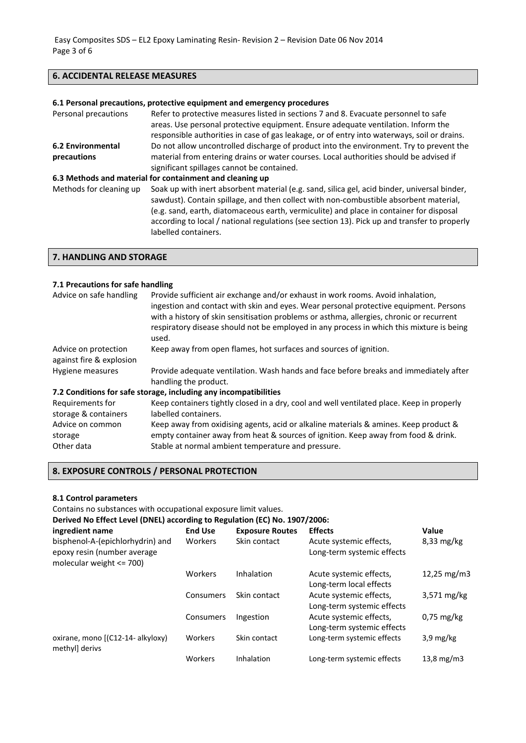## 6. ACCIDENTAL RELEASE MEASURES

### 6.1 Personal precautions, protective equipment and emergency procedures

| | |
|---|---|
| Personal precautions | Refer to protective measures listed in sections 7 and 8. Evacuate personnel to safe areas. Use personal protective equipment. Ensure adequate ventilation. Inform the responsible authorities in case of gas leakage, or of entry into waterways, soil or drains. |
| **6.2 Environmental precautions** | Do not allow uncontrolled discharge of product into the environment. Try to prevent the material from entering drains or water courses. Local authorities should be advised if significant spillages cannot be contained. |

### 6.3 Methods and material for containment and cleaning up

| | |
|---|---|
| Methods for cleaning up | Soak up with inert absorbent material (e.g. sand, silica gel, acid binder, universal binder, sawdust). Contain spillage, and then collect with non-combustible absorbent material, (e.g. sand, earth, diatomaceous earth, vermiculite) and place in container for disposal according to local / national regulations (see section 13). Pick up and transfer to properly labelled containers. |

## 7. HANDLING AND STORAGE

### 7.1 Precautions for safe handling

| | |
|---|---|
| Advice on safe handling | Provide sufficient air exchange and/or exhaust in work rooms. Avoid inhalation, ingestion and contact with skin and eyes. Wear personal protective equipment. Persons with a history of skin sensitisation problems or asthma, allergies, chronic or recurrent respiratory disease should not be employed in any process in which this mixture is being used. |
| Advice on protection against fire & explosion | Keep away from open flames, hot surfaces and sources of ignition. |
| Hygiene measures | Provide adequate ventilation. Wash hands and face before breaks and immediately after handling the product. |

### 7.2 Conditions for safe storage, including any incompatibilities

| | |
|---|---|
| Requirements for storage & containers | Keep containers tightly closed in a dry, cool and well ventilated place. Keep in properly labelled containers. |
| Advice on common storage | Keep away from oxidising agents, acid or alkaline materials & amines. Keep product & empty container away from heat & sources of ignition. Keep away from food & drink. |
| Other data | Stable at normal ambient temperature and pressure. |

## 8. EXPOSURE CONTROLS / PERSONAL PROTECTION

### 8.1 Control parameters

Contains no substances with occupational exposure limit values.

**Derived No Effect Level (DNEL) according to Regulation (EC) No. 1907/2006:**

| ingredient name | End Use | Exposure Routes | Effects | Value |
|---|---|---|---|---|
| bisphenol-A-(epichlorhydrin) and epoxy resin (number average molecular weight <= 700) | Workers | Skin contact | Acute systemic effects, Long-term systemic effects | 8,33 mg/kg |
| | Workers | Inhalation | Acute systemic effects, Long-term local effects | 12,25 mg/m3 |
| | Consumers | Skin contact | Acute systemic effects, Long-term systemic effects | 3,571 mg/kg |
| | Consumers | Ingestion | Acute systemic effects, Long-term systemic effects | 0,75 mg/kg |
| oxirane, mono [(C12-14- alkyloxy) methyl] derivs | Workers | Skin contact | Long-term systemic effects | 3,9 mg/kg |
| | Workers | Inhalation | Long-term systemic effects | 13,8 mg/m3 |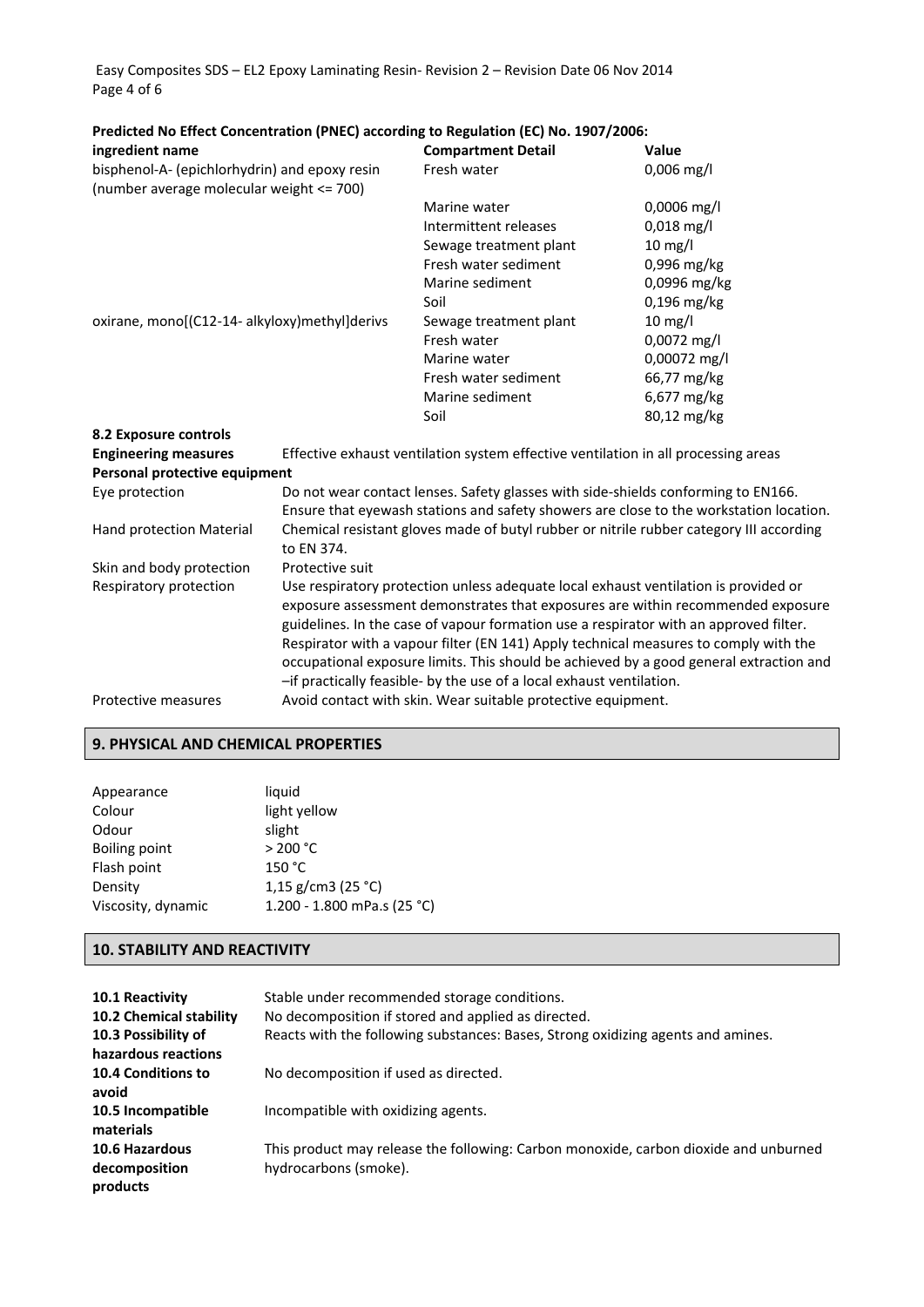**Predicted No Effect Concentration (PNEC) according to Regulation (EC) No. 1907/2006:**

| ingredient name | Compartment Detail | Value |
|---|---|---|
| bisphenol-A- (epichlorhydrin) and epoxy resin (number average molecular weight <= 700) | Fresh water | 0,006 mg/l |
| | Marine water | 0,0006 mg/l |
| | Intermittent releases | 0,018 mg/l |
| | Sewage treatment plant | 10 mg/l |
| | Fresh water sediment | 0,996 mg/kg |
| | Marine sediment | 0,0996 mg/kg |
| | Soil | 0,196 mg/kg |
| oxirane, mono[(C12-14- alkyloxy)methyl]derivs | Sewage treatment plant | 10 mg/l |
| | Fresh water | 0,0072 mg/l |
| | Marine water | 0,00072 mg/l |
| | Fresh water sediment | 66,77 mg/kg |
| | Marine sediment | 6,677 mg/kg |
| | Soil | 80,12 mg/kg |

**8.2 Exposure controls**

**Engineering measures** Effective exhaust ventilation system effective ventilation in all processing areas

**Personal protective equipment**

| | |
|---|---|
| Eye protection | Do not wear contact lenses. Safety glasses with side-shields conforming to EN166. Ensure that eyewash stations and safety showers are close to the workstation location. |
| Hand protection Material | Chemical resistant gloves made of butyl rubber or nitrile rubber category III according to EN 374. |
| Skin and body protection | Protective suit |
| Respiratory protection | Use respiratory protection unless adequate local exhaust ventilation is provided or exposure assessment demonstrates that exposures are within recommended exposure guidelines. In the case of vapour formation use a respirator with an approved filter. Respirator with a vapour filter (EN 141) Apply technical measures to comply with the occupational exposure limits. This should be achieved by a good general extraction and –if practically feasible- by the use of a local exhaust ventilation. |
| Protective measures | Avoid contact with skin. Wear suitable protective equipment. |

## 9. PHYSICAL AND CHEMICAL PROPERTIES

| | |
|---|---|
| Appearance | liquid |
| Colour | light yellow |
| Odour | slight |
| Boiling point | > 200 °C |
| Flash point | 150 °C |
| Density | 1,15 g/cm3 (25 °C) |
| Viscosity, dynamic | 1.200 - 1.800 mPa.s (25 °C) |

## 10. STABILITY AND REACTIVITY

| | |
|---|---|
| **10.1 Reactivity** | Stable under recommended storage conditions. |
| **10.2 Chemical stability** | No decomposition if stored and applied as directed. |
| **10.3 Possibility of hazardous reactions** | Reacts with the following substances: Bases, Strong oxidizing agents and amines. |
| **10.4 Conditions to avoid** | No decomposition if used as directed. |
| **10.5 Incompatible materials** | Incompatible with oxidizing agents. |
| **10.6 Hazardous decomposition products** | This product may release the following: Carbon monoxide, carbon dioxide and unburned hydrocarbons (smoke). |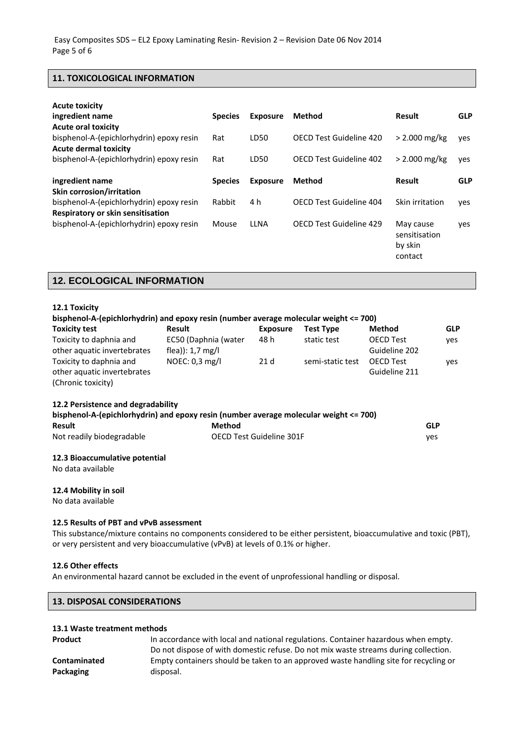## 11. TOXICOLOGICAL INFORMATION

**Acute toxicity**

| **ingredient name** | **Species** | **Exposure** | **Method** | **Result** | **GLP** |
|---|---|---|---|---|---|
| **Acute oral toxicity** | | | | | |
| bisphenol-A-(epichlorhydrin) epoxy resin | Rat | LD50 | OECD Test Guideline 420 | > 2.000 mg/kg | yes |
| **Acute dermal toxicity** | | | | | |
| bisphenol-A-(epichlorhydrin) epoxy resin | Rat | LD50 | OECD Test Guideline 402 | > 2.000 mg/kg | yes |

| **ingredient name** | **Species** | **Exposure** | **Method** | **Result** | **GLP** |
|---|---|---|---|---|---|
| **Skin corrosion/irritation** | | | | | |
| bisphenol-A-(epichlorhydrin) epoxy resin | Rabbit | 4 h | OECD Test Guideline 404 | Skin irritation | yes |
| **Respiratory or skin sensitisation** | | | | | |
| bisphenol-A-(epichlorhydrin) epoxy resin | Mouse | LLNA | OECD Test Guideline 429 | May cause sensitisation by skin contact | yes |

## 12. ECOLOGICAL INFORMATION

### 12.1 Toxicity

**bisphenol-A-(epichlorhydrin) and epoxy resin (number average molecular weight <= 700)**

| **Toxicity test** | **Result** | **Exposure** | **Test Type** | **Method** | **GLP** |
|---|---|---|---|---|---|
| Toxicity to daphnia and other aquatic invertebrates | EC50 (Daphnia (water flea)): 1,7 mg/l | 48 h | static test | OECD Test Guideline 202 | yes |
| Toxicity to daphnia and other aquatic invertebrates (Chronic toxicity) | NOEC: 0,3 mg/l | 21 d | semi-static test | OECD Test Guideline 211 | yes |

### 12.2 Persistence and degradability

**bisphenol-A-(epichlorhydrin) and epoxy resin (number average molecular weight <= 700)**

| **Result** | **Method** | **GLP** |
|---|---|---|
| Not readily biodegradable | OECD Test Guideline 301F | yes |

### 12.3 Bioaccumulative potential

No data available

### 12.4 Mobility in soil

No data available

### 12.5 Results of PBT and vPvB assessment

This substance/mixture contains no components considered to be either persistent, bioaccumulative and toxic (PBT), or very persistent and very bioaccumulative (vPvB) at levels of 0.1% or higher.

### 12.6 Other effects

An environmental hazard cannot be excluded in the event of unprofessional handling or disposal.

## 13. DISPOSAL CONSIDERATIONS

### 13.1 Waste treatment methods

**Product** In accordance with local and national regulations. Container hazardous when empty. Do not dispose of with domestic refuse. Do not mix waste streams during collection.

**Contaminated Packaging** Empty containers should be taken to an approved waste handling site for recycling or disposal.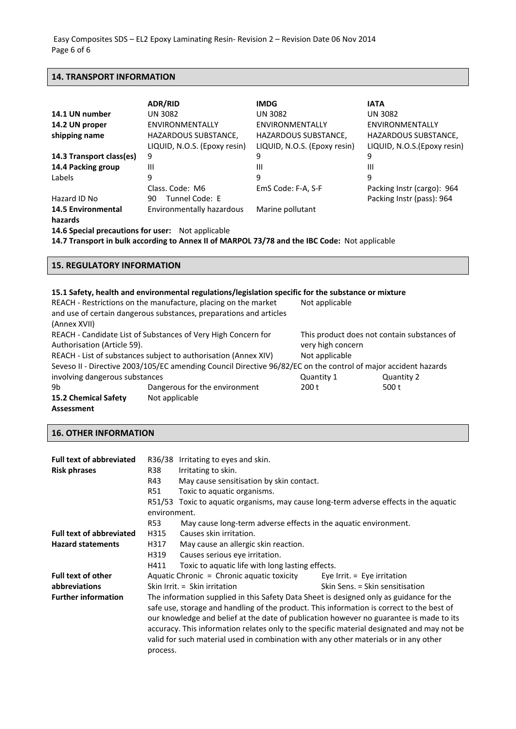## 14. TRANSPORT INFORMATION

| | ADR/RID | IMDG | IATA |
|---|---|---|---|
| **14.1 UN number** | UN 3082 | UN 3082 | UN 3082 |
| **14.2 UN proper shipping name** | ENVIRONMENTALLY HAZARDOUS SUBSTANCE, LIQUID, N.O.S. (Epoxy resin) | ENVIRONMENTALLY HAZARDOUS SUBSTANCE, LIQUID, N.O.S. (Epoxy resin) | ENVIRONMENTALLY HAZARDOUS SUBSTANCE, LIQUID, N.O.S.(Epoxy resin) |
| **14.3 Transport class(es)** | 9 | 9 | 9 |
| **14.4 Packing group** | III | III | III |
| Labels | 9 | 9 | 9 |
| | Class. Code: M6 | EmS Code: F-A, S-F | Packing Instr (cargo): 964 |
| Hazard ID No | 90 Tunnel Code: E | | Packing Instr (pass): 964 |
| **14.5 Environmental hazards** | Environmentally hazardous | Marine pollutant | |

**14.6 Special precautions for user:** Not applicable

**14.7 Transport in bulk according to Annex II of MARPOL 73/78 and the IBC Code:** Not applicable

## 15. REGULATORY INFORMATION

**15.1 Safety, health and environmental regulations/legislation specific for the substance or mixture**

| | | | |
|---|---|---|---|
| REACH - Restrictions on the manufacture, placing on the market and use of certain dangerous substances, preparations and articles (Annex XVII) | | Not applicable | |
| REACH - Candidate List of Substances of Very High Concern for Authorisation (Article 59). | | This product does not contain substances of very high concern | |
| REACH - List of substances subject to authorisation (Annex XIV) | | Not applicable | |
| Seveso II - Directive 2003/105/EC amending Council Directive 96/82/EC on the control of major accident hazards involving dangerous substances | | Quantity 1 | Quantity 2 |
| 9b | Dangerous for the environment | 200 t | 500 t |

**15.2 Chemical Safety Assessment** Not applicable

## 16. OTHER INFORMATION

**Full text of abbreviated Risk phrases**

- R36/38 Irritating to eyes and skin.
- R38 Irritating to skin.
- R43 May cause sensitisation by skin contact.
- R51 Toxic to aquatic organisms.
- R51/53 Toxic to aquatic organisms, may cause long-term adverse effects in the aquatic environment.
- R53 May cause long-term adverse effects in the aquatic environment.

**Full text of abbreviated Hazard statements**

- H315 Causes skin irritation.
- H317 May cause an allergic skin reaction.
- H319 Causes serious eye irritation.
- H411 Toxic to aquatic life with long lasting effects.

**Full text of other abbreviations**

- Aquatic Chronic = Chronic aquatic toxicity
- Eye Irrit. = Eye irritation
- Skin Irrit. = Skin irritation
- Skin Sens. = Skin sensitisation

**Further information**

The information supplied in this Safety Data Sheet is designed only as guidance for the safe use, storage and handling of the product. This information is correct to the best of our knowledge and belief at the date of publication however no guarantee is made to its accuracy. This information relates only to the specific material designated and may not be valid for such material used in combination with any other materials or in any other process.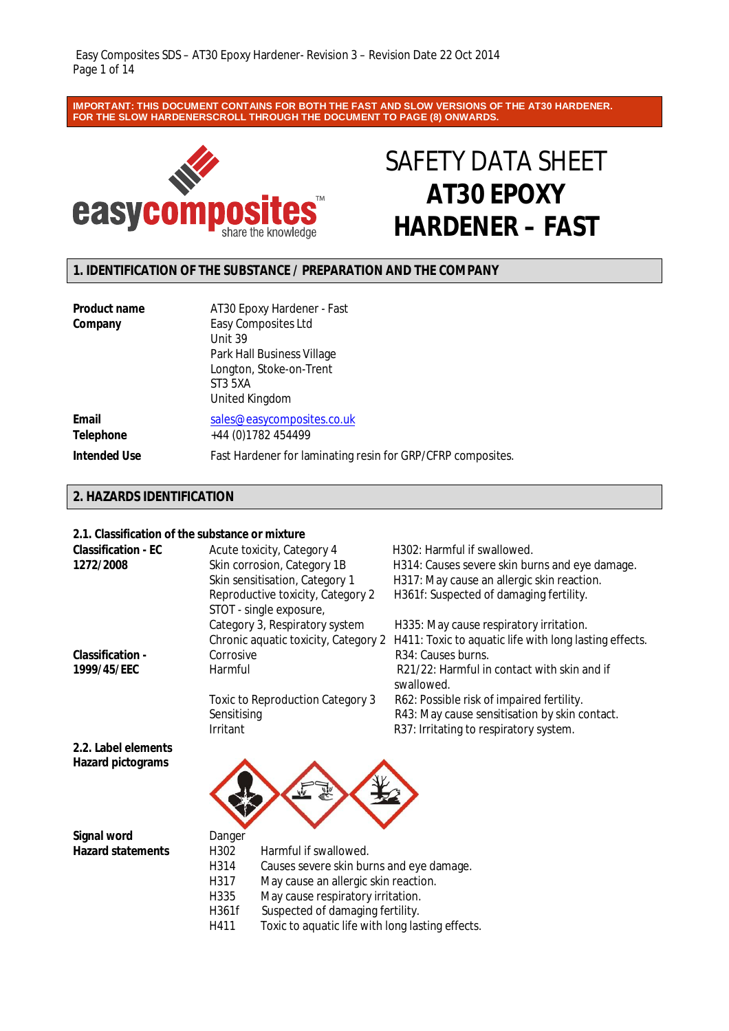**IMPORTANT: THIS DOCUMENT CONTAINS FOR BOTH THE FAST AND SLOW VERSIONS OF THE AT30 HARDENER. FOR THE SLOW HARDENERSCROLL THROUGH THE DOCUMENT TO PAGE (8) ONWARDS.**

easycomposites™ share the knowledge

# SAFETY DATA SHEET AT30 EPOXY HARDENER – FAST

## 1. IDENTIFICATION OF THE SUBSTANCE / PREPARATION AND THE COMPANY

| | |
|---|---|
| **Product name** | AT30 Epoxy Hardener - Fast |
| **Company** | Easy Composites Ltd<br>Unit 39<br>Park Hall Business Village<br>Longton, Stoke-on-Trent<br>ST3 5XA<br>United Kingdom |
| **Email** | sales@easycomposites.co.uk |
| **Telephone** | +44 (0)1782 454499 |
| **Intended Use** | Fast Hardener for laminating resin for GRP/CFRP composites. |

## 2. HAZARDS IDENTIFICATION

### 2.1. Classification of the substance or mixture

| | | |
|---|---|---|
| **Classification - EC 1272/2008** | Acute toxicity, Category 4 | H302: Harmful if swallowed. |
| | Skin corrosion, Category 1B | H314: Causes severe skin burns and eye damage. |
| | Skin sensitisation, Category 1 | H317: May cause an allergic skin reaction. |
| | Reproductive toxicity, Category 2 | H361f: Suspected of damaging fertility. |
| | STOT - single exposure, Category 3, Respiratory system | H335: May cause respiratory irritation. |
| | Chronic aquatic toxicity, Category 2 | H411: Toxic to aquatic life with long lasting effects. |
| **Classification - 1999/45/EEC** | Corrosive | R34: Causes burns. |
| | Harmful | R21/22: Harmful in contact with skin and if swallowed. |
| | Toxic to Reproduction Category 3 | R62: Possible risk of impaired fertility. |
| | Sensitising | R43: May cause sensitisation by skin contact. |
| | Irritant | R37: Irritating to respiratory system. |

### 2.2. Label elements

**Hazard pictograms**

**Signal word** Danger

**Hazard statements**

| | |
|---|---|
| H302 | Harmful if swallowed. |
| H314 | Causes severe skin burns and eye damage. |
| H317 | May cause an allergic skin reaction. |
| H335 | May cause respiratory irritation. |
| H361f | Suspected of damaging fertility. |
| H411 | Toxic to aquatic life with long lasting effects. |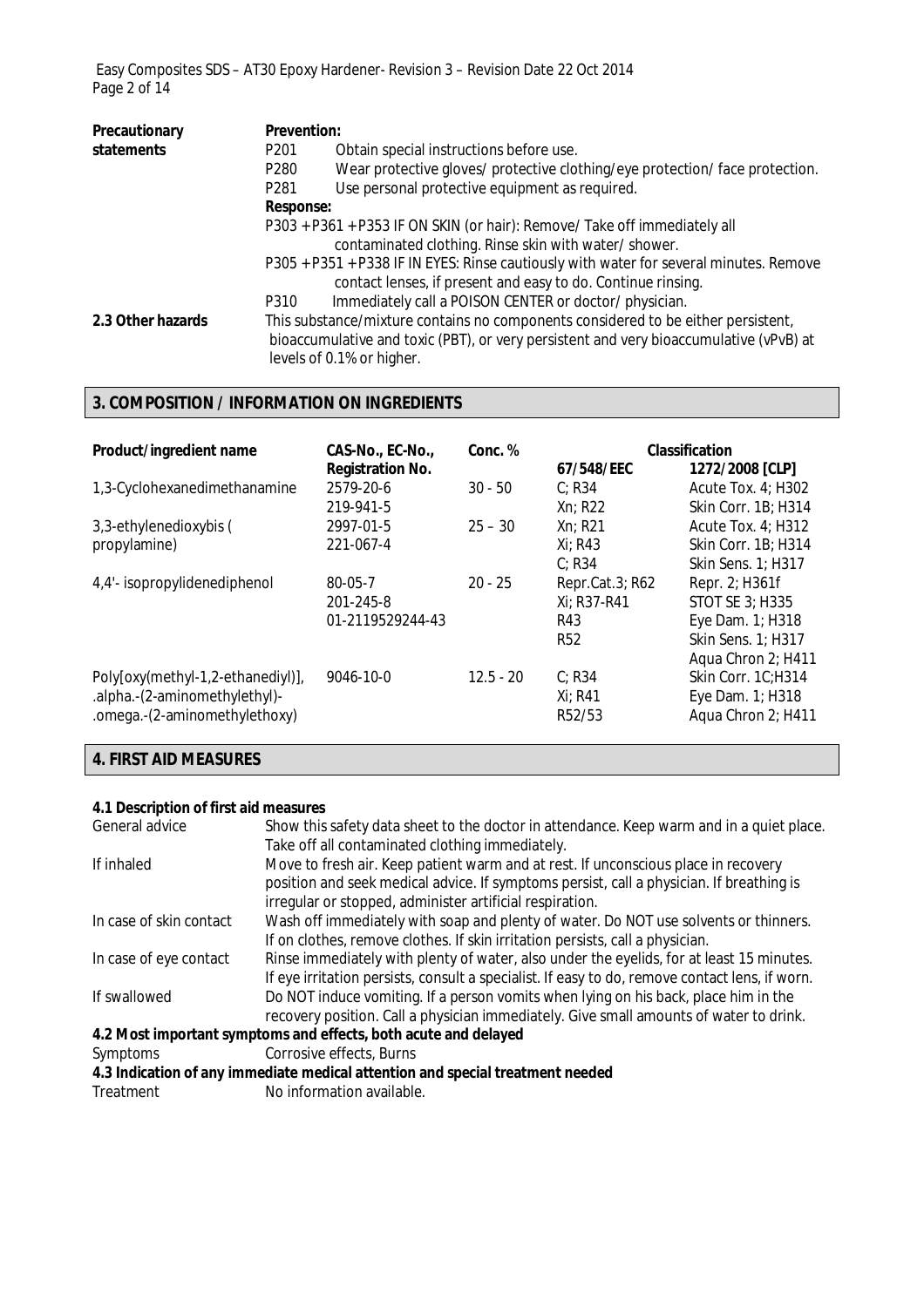| Precautionary statements | **Prevention:** |
|---|---|
| | P201 Obtain special instructions before use. |
| | P280 Wear protective gloves/ protective clothing/eye protection/ face protection. |
| | P281 Use personal protective equipment as required. |
| | **Response:** |
| | P303 + P361 + P353 IF ON SKIN (or hair): Remove/ Take off immediately all contaminated clothing. Rinse skin with water/ shower. |
| | P305 + P351 + P338 IF IN EYES: Rinse cautiously with water for several minutes. Remove contact lenses, if present and easy to do. Continue rinsing. |
| | P310 Immediately call a POISON CENTER or doctor/ physician. |

**2.3 Other hazards**
This substance/mixture contains no components considered to be either persistent, bioaccumulative and toxic (PBT), or very persistent and very bioaccumulative (vPvB) at levels of 0.1% or higher.

## 3. COMPOSITION / INFORMATION ON INGREDIENTS

| Product/ingredient name | CAS-No., EC-No., Registration No. | Conc. % | Classification 67/548/EEC | Classification 1272/2008 [CLP] |
|---|---|---|---|---|
| 1,3-Cyclohexanedimethanamine | 2579-20-6<br>219-941-5 | 30 - 50 | C; R34<br>Xn; R22 | Acute Tox. 4; H302<br>Skin Corr. 1B; H314 |
| 3,3-ethylenedioxybis ( propylamine) | 2997-01-5<br>221-067-4 | 25 – 30 | Xn; R21<br>Xi; R43<br>C; R34 | Acute Tox. 4; H312<br>Skin Corr. 1B; H314<br>Skin Sens. 1; H317 |
| 4,4'- isopropylidenediphenol | 80-05-7<br>201-245-8<br>01-2119529244-43 | 20 - 25 | Repr.Cat.3; R62<br>Xi; R37-R41<br>R43<br>R52 | Repr. 2; H361f<br>STOT SE 3; H335<br>Eye Dam. 1; H318<br>Skin Sens. 1; H317<br>Aqua Chron 2; H411 |
| Poly[oxy(methyl-1,2-ethanediyl)], .alpha.-(2-aminomethylethyl)- .omega.-(2-aminomethylethoxy) | 9046-10-0 | 12.5 - 20 | C; R34<br>Xi; R41<br>R52/53 | Skin Corr. 1C;H314<br>Eye Dam. 1; H318<br>Aqua Chron 2; H411 |

## 4. FIRST AID MEASURES

**4.1 Description of first aid measures**

| | |
|---|---|
| General advice | Show this safety data sheet to the doctor in attendance. Keep warm and in a quiet place. Take off all contaminated clothing immediately. |
| If inhaled | Move to fresh air. Keep patient warm and at rest. If unconscious place in recovery position and seek medical advice. If symptoms persist, call a physician. If breathing is irregular or stopped, administer artificial respiration. |
| In case of skin contact | Wash off immediately with soap and plenty of water. Do NOT use solvents or thinners. If on clothes, remove clothes. If skin irritation persists, call a physician. |
| In case of eye contact | Rinse immediately with plenty of water, also under the eyelids, for at least 15 minutes. If eye irritation persists, consult a specialist. If easy to do, remove contact lens, if worn. |
| If swallowed | Do NOT induce vomiting. If a person vomits when lying on his back, place him in the recovery position. Call a physician immediately. Give small amounts of water to drink. |

**4.2 Most important symptoms and effects, both acute and delayed**

Symptoms: Corrosive effects, Burns

**4.3 Indication of any immediate medical attention and special treatment needed**

Treatment: No information available.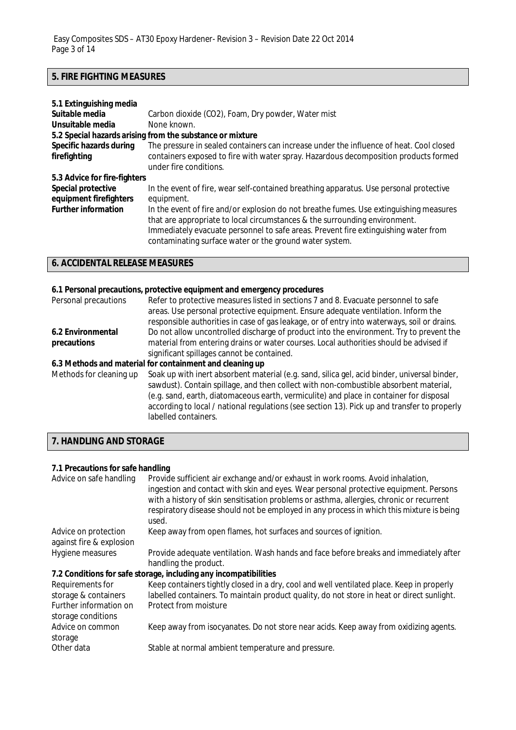## 5. FIRE FIGHTING MEASURES

**5.1 Extinguishing media**

| | |
|---|---|
| **Suitable media** | Carbon dioxide ($CO_2$), Foam, Dry powder, Water mist |
| **Unsuitable media** | None known. |

**5.2 Special hazards arising from the substance or mixture**

| | |
|---|---|
| **Specific hazards during firefighting** | The pressure in sealed containers can increase under the influence of heat. Cool closed containers exposed to fire with water spray. Hazardous decomposition products formed under fire conditions. |

**5.3 Advice for fire-fighters**

| | |
|---|---|
| **Special protective equipment firefighters** | In the event of fire, wear self-contained breathing apparatus. Use personal protective equipment. |
| **Further information** | In the event of fire and/or explosion do not breathe fumes. Use extinguishing measures that are appropriate to local circumstances & the surrounding environment. Immediately evacuate personnel to safe areas. Prevent fire extinguishing water from contaminating surface water or the ground water system. |

## 6. ACCIDENTAL RELEASE MEASURES

**6.1 Personal precautions, protective equipment and emergency procedures**

| | |
|---|---|
| Personal precautions | Refer to protective measures listed in sections 7 and 8. Evacuate personnel to safe areas. Use personal protective equipment. Ensure adequate ventilation. Inform the responsible authorities in case of gas leakage, or of entry into waterways, soil or drains. |
| **6.2 Environmental precautions** | Do not allow uncontrolled discharge of product into the environment. Try to prevent the material from entering drains or water courses. Local authorities should be advised if significant spillages cannot be contained. |

**6.3 Methods and material for containment and cleaning up**

| | |
|---|---|
| Methods for cleaning up | Soak up with inert absorbent material (e.g. sand, silica gel, acid binder, universal binder, sawdust). Contain spillage, and then collect with non-combustible absorbent material, (e.g. sand, earth, diatomaceous earth, vermiculite) and place in container for disposal according to local / national regulations (see section 13). Pick up and transfer to properly labelled containers. |

## 7. HANDLING AND STORAGE

**7.1 Precautions for safe handling**

| | |
|---|---|
| Advice on safe handling | Provide sufficient air exchange and/or exhaust in work rooms. Avoid inhalation, ingestion and contact with skin and eyes. Wear personal protective equipment. Persons with a history of skin sensitisation problems or asthma, allergies, chronic or recurrent respiratory disease should not be employed in any process in which this mixture is being used. |
| Advice on protection against fire & explosion | Keep away from open flames, hot surfaces and sources of ignition. |
| Hygiene measures | Provide adequate ventilation. Wash hands and face before breaks and immediately after handling the product. |

**7.2 Conditions for safe storage, including any incompatibilities**

| | |
|---|---|
| Requirements for storage & containers | Keep containers tightly closed in a dry, cool and well ventilated place. Keep in properly labelled containers. To maintain product quality, do not store in heat or direct sunlight. |
| Further information on storage conditions | Protect from moisture |
| Advice on common storage | Keep away from isocyanates. Do not store near acids. Keep away from oxidizing agents. |
| Other data | Stable at normal ambient temperature and pressure. |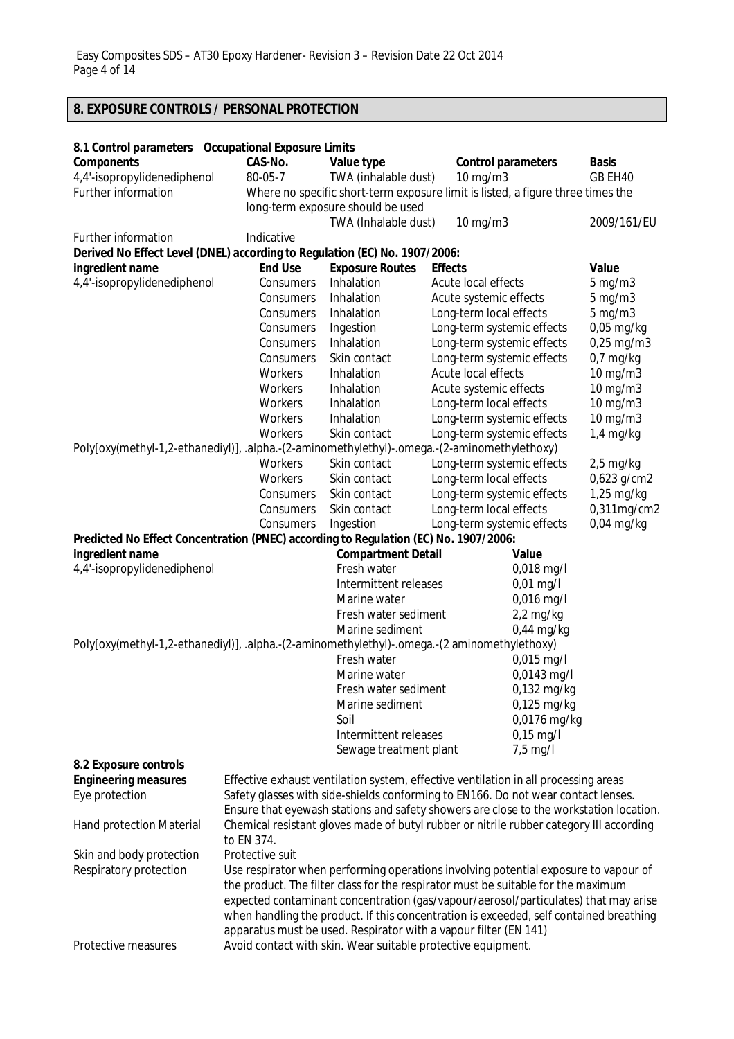## 8. EXPOSURE CONTROLS / PERSONAL PROTECTION

### 8.1 Control parameters Occupational Exposure Limits

| Components | CAS-No. | Value type | Control parameters | Basis |
|---|---|---|---|---|
| 4,4'-isopropylidenediphenol | 80-05-7 | TWA (inhalable dust) | 10 mg/m3 | GB EH40 |
| Further information | Where no specific short-term exposure limit is listed, a figure three times the long-term exposure should be used | | | |
| | | TWA (Inhalable dust) | 10 mg/m3 | 2009/161/EU |
| Further information | Indicative | | | |

**Derived No Effect Level (DNEL) according to Regulation (EC) No. 1907/2006:**

| ingredient name | End Use | Exposure Routes | Effects | Value |
|---|---|---|---|---|
| 4,4'-isopropylidenediphenol | Consumers | Inhalation | Acute local effects | 5 mg/m3 |
| | Consumers | Inhalation | Acute systemic effects | 5 mg/m3 |
| | Consumers | Inhalation | Long-term local effects | 5 mg/m3 |
| | Consumers | Ingestion | Long-term systemic effects | 0,05 mg/kg |
| | Consumers | Inhalation | Long-term systemic effects | 0,25 mg/m3 |
| | Consumers | Skin contact | Long-term systemic effects | 0,7 mg/kg |
| | Workers | Inhalation | Acute local effects | 10 mg/m3 |
| | Workers | Inhalation | Acute systemic effects | 10 mg/m3 |
| | Workers | Inhalation | Long-term local effects | 10 mg/m3 |
| | Workers | Inhalation | Long-term systemic effects | 10 mg/m3 |
| | Workers | Skin contact | Long-term systemic effects | 1,4 mg/kg |
| Poly[oxy(methyl-1,2-ethanediyl)], .alpha.-(2-aminomethylethyl)-.omega.-(2-aminomethylethoxy) | | | | |
| | Workers | Skin contact | Long-term systemic effects | 2,5 mg/kg |
| | Workers | Skin contact | Long-term local effects | 0,623 g/cm2 |
| | Consumers | Skin contact | Long-term systemic effects | 1,25 mg/kg |
| | Consumers | Skin contact | Long-term local effects | 0,311mg/cm2 |
| | Consumers | Ingestion | Long-term systemic effects | 0,04 mg/kg |

**Predicted No Effect Concentration (PNEC) according to Regulation (EC) No. 1907/2006:**

| ingredient name | Compartment Detail | Value |
|---|---|---|
| 4,4'-isopropylidenediphenol | Fresh water | 0,018 mg/l |
| | Intermittent releases | 0,01 mg/l |
| | Marine water | 0,016 mg/l |
| | Fresh water sediment | 2,2 mg/kg |
| | Marine sediment | 0,44 mg/kg |
| Poly[oxy(methyl-1,2-ethanediyl)], .alpha.-(2-aminomethylethyl)-.omega.-(2 aminomethylethoxy) | | |
| | Fresh water | 0,015 mg/l |
| | Marine water | 0,0143 mg/l |
| | Fresh water sediment | 0,132 mg/kg |
| | Marine sediment | 0,125 mg/kg |
| | Soil | 0,0176 mg/kg |
| | Intermittent releases | 0,15 mg/l |
| | Sewage treatment plant | 7,5 mg/l |

### 8.2 Exposure controls

**Engineering measures** — Effective exhaust ventilation system, effective ventilation in all processing areas

**Eye protection** — Safety glasses with side-shields conforming to EN166. Do not wear contact lenses. Ensure that eyewash stations and safety showers are close to the workstation location.

**Hand protection Material** — Chemical resistant gloves made of butyl rubber or nitrile rubber category III according to EN 374.

**Skin and body protection** — Protective suit

**Respiratory protection** — Use respirator when performing operations involving potential exposure to vapour of the product. The filter class for the respirator must be suitable for the maximum expected contaminant concentration (gas/vapour/aerosol/particulates) that may arise when handling the product. If this concentration is exceeded, self contained breathing apparatus must be used. Respirator with a vapour filter (EN 141)

**Protective measures** — Avoid contact with skin. Wear suitable protective equipment.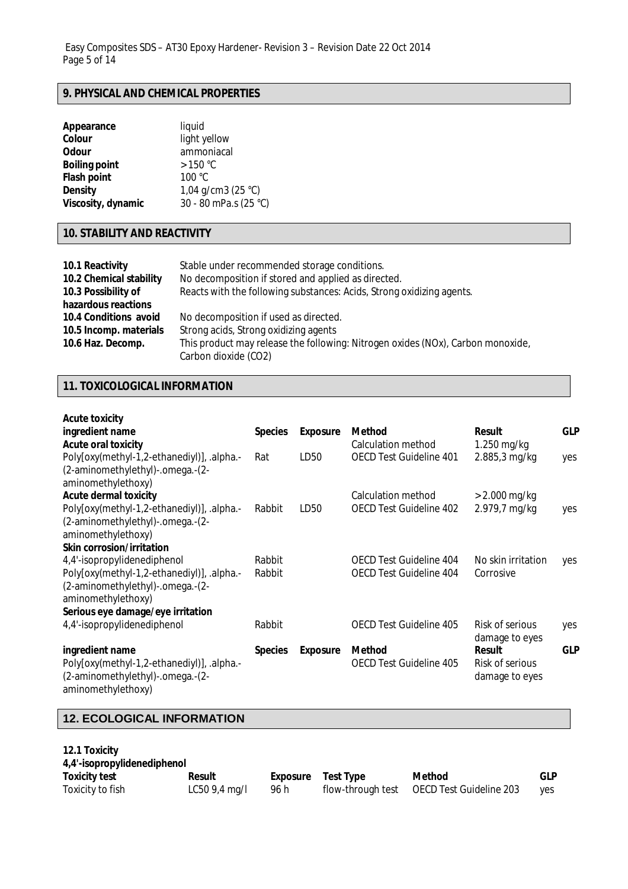## 9. PHYSICAL AND CHEMICAL PROPERTIES

| | |
|---|---|
| **Appearance** | liquid |
| **Colour** | light yellow |
| **Odour** | ammoniacal |
| **Boiling point** | > 150 °C |
| **Flash point** | 100 °C |
| **Density** | 1,04 g/cm3 (25 °C) |
| **Viscosity, dynamic** | 30 - 80 mPa.s (25 °C) |

## 10. STABILITY AND REACTIVITY

| | |
|---|---|
| **10.1 Reactivity** | Stable under recommended storage conditions. |
| **10.2 Chemical stability** | No decomposition if stored and applied as directed. |
| **10.3 Possibility of hazardous reactions** | Reacts with the following substances: Acids, Strong oxidizing agents. |
| **10.4 Conditions avoid** | No decomposition if used as directed. |
| **10.5 Incomp. materials** | Strong acids, Strong oxidizing agents |
| **10.6 Haz. Decomp.** | This product may release the following: Nitrogen oxides (NOx), Carbon monoxide, Carbon dioxide (CO2) |

## 11. TOXICOLOGICAL INFORMATION

**Acute toxicity**

| ingredient name | Species | Exposure | Method | Result | GLP |
|---|---|---|---|---|---|
| **Acute oral toxicity** | | | Calculation method | 1.250 mg/kg | |
| Poly[oxy(methyl-1,2-ethanediyl)], .alpha.-(2-aminomethylethyl)-.omega.-(2-aminomethylethoxy) | Rat | LD50 | OECD Test Guideline 401 | 2.885,3 mg/kg | yes |
| **Acute dermal toxicity** | | | Calculation method | > 2.000 mg/kg | |
| Poly[oxy(methyl-1,2-ethanediyl)], .alpha.-(2-aminomethylethyl)-.omega.-(2-aminomethylethoxy) | Rabbit | LD50 | OECD Test Guideline 402 | 2.979,7 mg/kg | yes |
| **Skin corrosion/irritation** | | | | | |
| 4,4'-isopropylidenediphenol | Rabbit | | OECD Test Guideline 404 | No skin irritation | yes |
| Poly[oxy(methyl-1,2-ethanediyl)], .alpha.-(2-aminomethylethyl)-.omega.-(2-aminomethylethoxy) | Rabbit | | OECD Test Guideline 404 | Corrosive | |
| **Serious eye damage/eye irritation** | | | | | |
| 4,4'-isopropylidenediphenol | Rabbit | | OECD Test Guideline 405 | Risk of serious damage to eyes | yes |

| ingredient name | Species | Exposure | Method | Result | GLP |
|---|---|---|---|---|---|
| Poly[oxy(methyl-1,2-ethanediyl)], .alpha.-(2-aminomethylethyl)-.omega.-(2-aminomethylethoxy) | | | OECD Test Guideline 405 | Risk of serious damage to eyes | |

## 12. ECOLOGICAL INFORMATION

**12.1 Toxicity**

**4,4'-isopropylidenediphenol**

| Toxicity test | Result | Exposure | Test Type | Method | GLP |
|---|---|---|---|---|---|
| Toxicity to fish | LC50 9,4 mg/l | 96 h | flow-through test | OECD Test Guideline 203 | yes |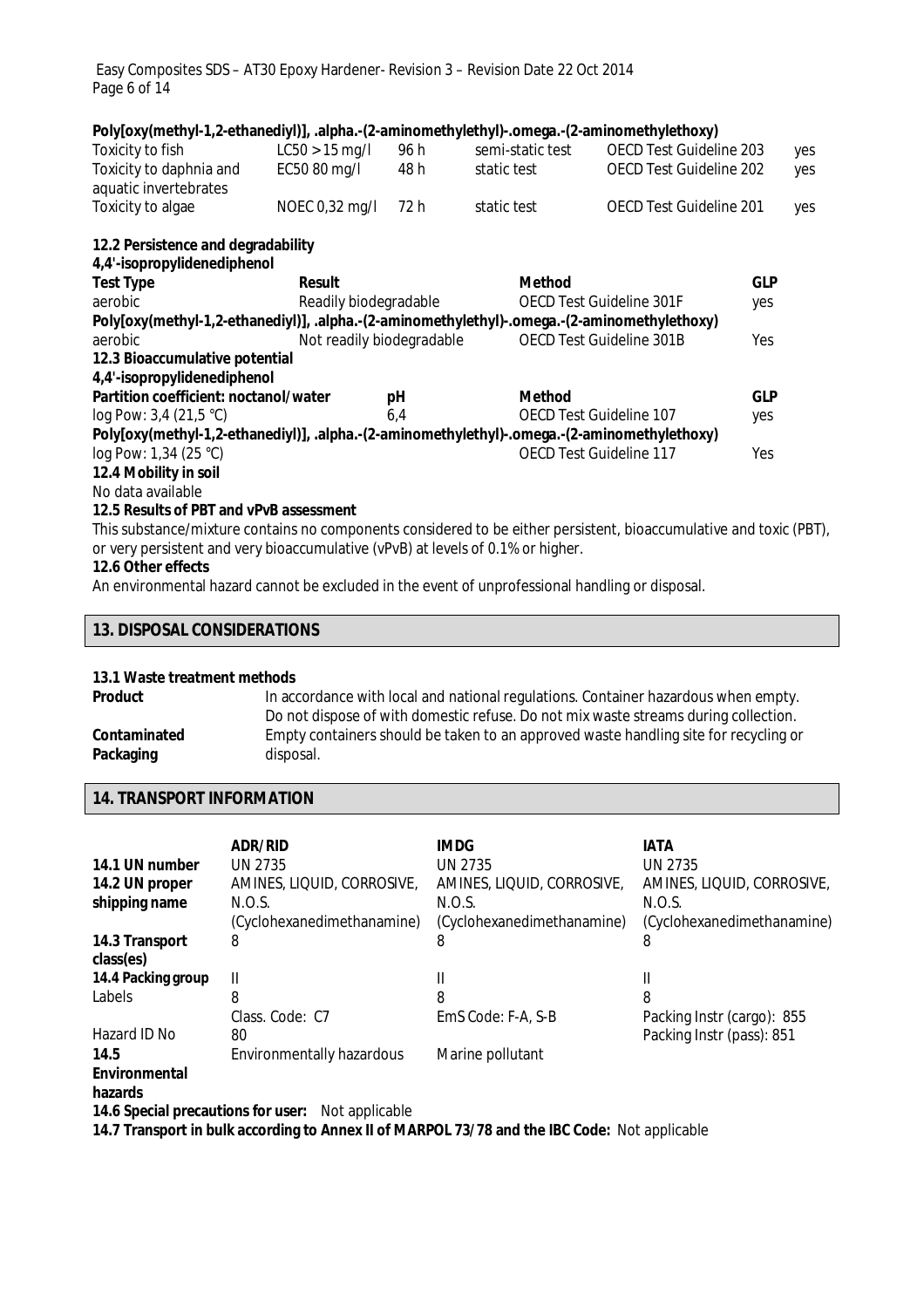**Poly[oxy(methyl-1,2-ethanediyl)], .alpha.-(2-aminomethylethyl)-.omega.-(2-aminomethylethoxy)**

| | | | | | |
|---|---|---|---|---|---|
| Toxicity to fish | LC50 > 15 mg/l | 96 h | semi-static test | OECD Test Guideline 203 | yes |
| Toxicity to daphnia and aquatic invertebrates | EC50 80 mg/l | 48 h | static test | OECD Test Guideline 202 | yes |
| Toxicity to algae | NOEC 0,32 mg/l | 72 h | static test | OECD Test Guideline 201 | yes |

**12.2 Persistence and degradability**

**4,4'-isopropylidenediphenol**

| Test Type | Result | Method | GLP |
|---|---|---|---|
| aerobic | Readily biodegradable | OECD Test Guideline 301F | yes |
| **Poly[oxy(methyl-1,2-ethanediyl)], .alpha.-(2-aminomethylethyl)-.omega.-(2-aminomethylethoxy)** | | | |
| aerobic | Not readily biodegradable | OECD Test Guideline 301B | Yes |

**12.3 Bioaccumulative potential**

**4,4'-isopropylidenediphenol**

| Partition coefficient: noctanol/water | pH | Method | GLP |
|---|---|---|---|
| log Pow: 3,4 (21,5 °C) | 6,4 | OECD Test Guideline 107 | yes |
| **Poly[oxy(methyl-1,2-ethanediyl)], .alpha.-(2-aminomethylethyl)-.omega.-(2-aminomethylethoxy)** | | | |
| log Pow: 1,34 (25 °C) | | OECD Test Guideline 117 | Yes |

**12.4 Mobility in soil**

No data available

**12.5 Results of PBT and vPvB assessment**

This substance/mixture contains no components considered to be either persistent, bioaccumulative and toxic (PBT), or very persistent and very bioaccumulative (vPvB) at levels of 0.1% or higher.

**12.6 Other effects**

An environmental hazard cannot be excluded in the event of unprofessional handling or disposal.

## 13. DISPOSAL CONSIDERATIONS

**13.1 Waste treatment methods**

| | |
|---|---|
| **Product** | In accordance with local and national regulations. Container hazardous when empty. Do not dispose of with domestic refuse. Do not mix waste streams during collection. |
| **Contaminated Packaging** | Empty containers should be taken to an approved waste handling site for recycling or disposal. |

## 14. TRANSPORT INFORMATION

| | ADR/RID | IMDG | IATA |
|---|---|---|---|
| **14.1 UN number** | UN 2735 | UN 2735 | UN 2735 |
| **14.2 UN proper shipping name** | AMINES, LIQUID, CORROSIVE, N.O.S. (Cyclohexanedimethanamine) | AMINES, LIQUID, CORROSIVE, N.O.S. (Cyclohexanedimethanamine) | AMINES, LIQUID, CORROSIVE, N.O.S. (Cyclohexanedimethanamine) |
| **14.3 Transport class(es)** | 8 | 8 | 8 |
| **14.4 Packing group** | II | II | II |
| Labels | 8 | 8 | 8 |
| | Class. Code: C7 | EmS Code: F-A, S-B | Packing Instr (cargo): 855 |
| Hazard ID No | 80 | | Packing Instr (pass): 851 |
| **14.5 Environmental hazards** | Environmentally hazardous | Marine pollutant | |

**14.6 Special precautions for user:** Not applicable

**14.7 Transport in bulk according to Annex II of MARPOL 73/78 and the IBC Code:** Not applicable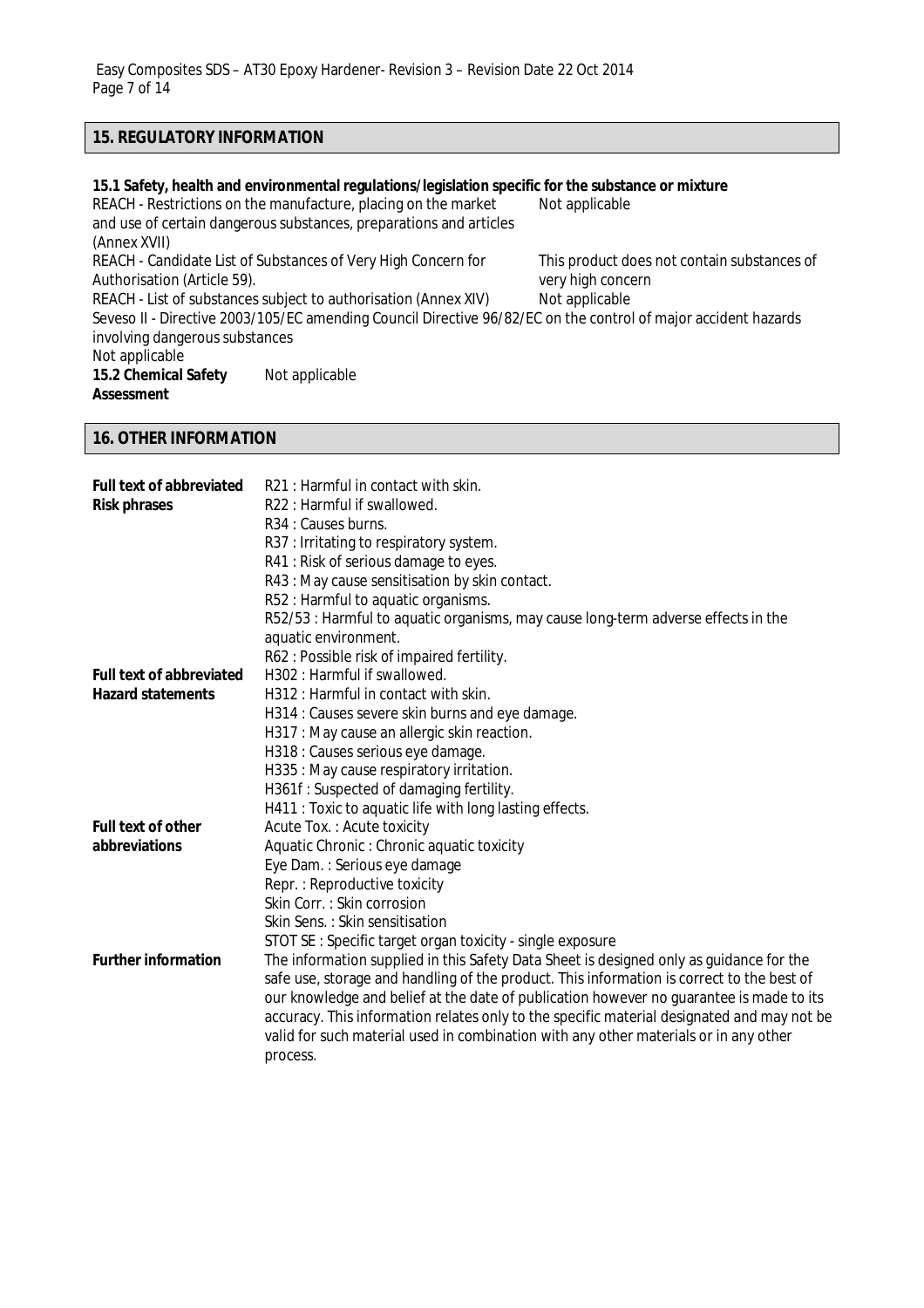## 15. REGULATORY INFORMATION

**15.1 Safety, health and environmental regulations/legislation specific for the substance or mixture**

| | |
|---|---|
| REACH - Restrictions on the manufacture, placing on the market and use of certain dangerous substances, preparations and articles (Annex XVII) | Not applicable |
| REACH - Candidate List of Substances of Very High Concern for Authorisation (Article 59). | This product does not contain substances of very high concern |
| REACH - List of substances subject to authorisation (Annex XIV) | Not applicable |

Seveso II - Directive 2003/105/EC amending Council Directive 96/82/EC on the control of major accident hazards involving dangerous substances
Not applicable

**15.2 Chemical Safety Assessment** Not applicable

## 16. OTHER INFORMATION

**Full text of abbreviated Risk phrases**

R21 : Harmful in contact with skin.
R22 : Harmful if swallowed.
R34 : Causes burns.
R37 : Irritating to respiratory system.
R41 : Risk of serious damage to eyes.
R43 : May cause sensitisation by skin contact.
R52 : Harmful to aquatic organisms.
R52/53 : Harmful to aquatic organisms, may cause long-term adverse effects in the aquatic environment.
R62 : Possible risk of impaired fertility.

**Full text of abbreviated Hazard statements**

H302 : Harmful if swallowed.
H312 : Harmful in contact with skin.
H314 : Causes severe skin burns and eye damage.
H317 : May cause an allergic skin reaction.
H318 : Causes serious eye damage.
H335 : May cause respiratory irritation.
H361f : Suspected of damaging fertility.
H411 : Toxic to aquatic life with long lasting effects.

**Full text of other abbreviations**

Acute Tox. : Acute toxicity
Aquatic Chronic : Chronic aquatic toxicity
Eye Dam. : Serious eye damage
Repr. : Reproductive toxicity
Skin Corr. : Skin corrosion
Skin Sens. : Skin sensitisation
STOT SE : Specific target organ toxicity - single exposure

**Further information**

The information supplied in this Safety Data Sheet is designed only as guidance for the safe use, storage and handling of the product. This information is correct to the best of our knowledge and belief at the date of publication however no guarantee is made to its accuracy. This information relates only to the specific material designated and may not be valid for such material used in combination with any other materials or in any other process.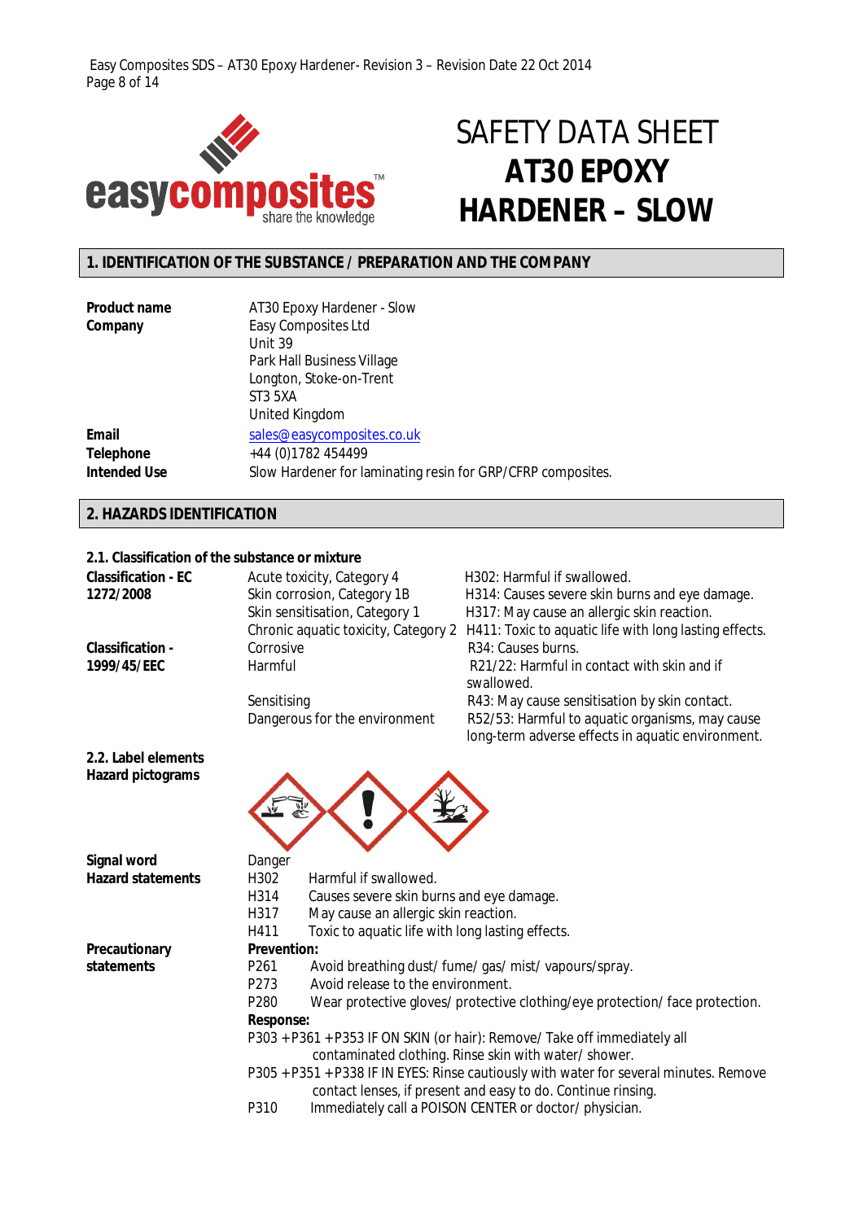# SAFETY DATA SHEET
# **AT30 EPOXY HARDENER – SLOW**

## 1. IDENTIFICATION OF THE SUBSTANCE / PREPARATION AND THE COMPANY

| | |
|---|---|
| **Product name** | AT30 Epoxy Hardener - Slow |
| **Company** | Easy Composites Ltd<br>Unit 39<br>Park Hall Business Village<br>Longton, Stoke-on-Trent<br>ST3 5XA<br>United Kingdom |
| **Email** | sales@easycomposites.co.uk |
| **Telephone** | +44 (0)1782 454499 |
| **Intended Use** | Slow Hardener for laminating resin for GRP/CFRP composites. |

## 2. HAZARDS IDENTIFICATION

### 2.1. Classification of the substance or mixture

| | | |
|---|---|---|
| **Classification - EC 1272/2008** | Acute toxicity, Category 4 | H302: Harmful if swallowed. |
| | Skin corrosion, Category 1B | H314: Causes severe skin burns and eye damage. |
| | Skin sensitisation, Category 1 | H317: May cause an allergic skin reaction. |
| | Chronic aquatic toxicity, Category 2 | H411: Toxic to aquatic life with long lasting effects. |
| **Classification - 1999/45/EEC** | Corrosive | R34: Causes burns. |
| | Harmful | R21/22: Harmful in contact with skin and if swallowed. |
| | Sensitising | R43: May cause sensitisation by skin contact. |
| | Dangerous for the environment | R52/53: Harmful to aquatic organisms, may cause long-term adverse effects in aquatic environment. |

### 2.2. Label elements

**Hazard pictograms**

**Signal word** Danger

**Hazard statements**

- H302 Harmful if swallowed.
- H314 Causes severe skin burns and eye damage.
- H317 May cause an allergic skin reaction.
- H411 Toxic to aquatic life with long lasting effects.

**Precautionary statements**

**Prevention:**

- P261 Avoid breathing dust/ fume/ gas/ mist/ vapours/spray.
- P273 Avoid release to the environment.
- P280 Wear protective gloves/ protective clothing/eye protection/ face protection.

**Response:**

- P303 + P361 + P353 IF ON SKIN (or hair): Remove/ Take off immediately all contaminated clothing. Rinse skin with water/ shower.
- P305 + P351 + P338 IF IN EYES: Rinse cautiously with water for several minutes. Remove contact lenses, if present and easy to do. Continue rinsing.
- P310 Immediately call a POISON CENTER or doctor/ physician.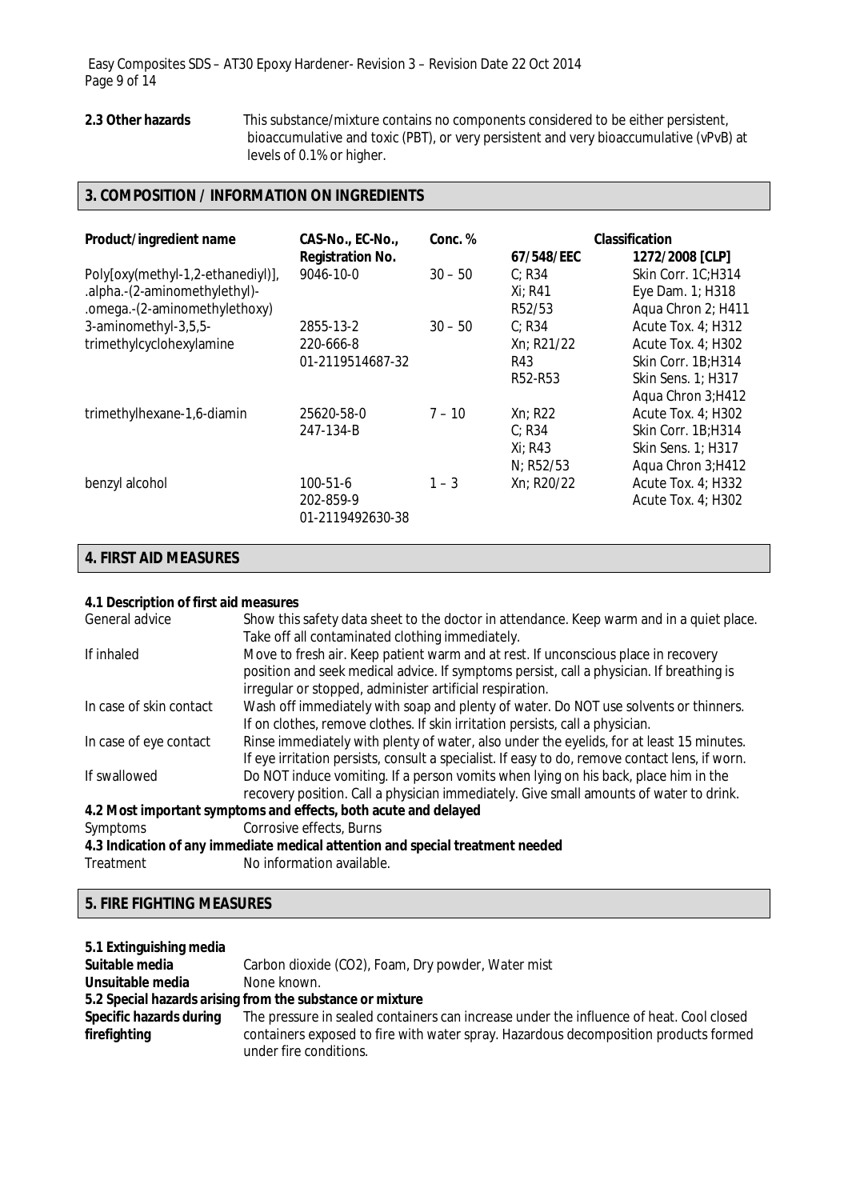**2.3 Other hazards** This substance/mixture contains no components considered to be either persistent, bioaccumulative and toxic (PBT), or very persistent and very bioaccumulative (vPvB) at levels of 0.1% or higher.

## 3. COMPOSITION / INFORMATION ON INGREDIENTS

| Product/ingredient name | CAS-No., EC-No., Registration No. | Conc. % | Classification 67/548/EEC | Classification 1272/2008 [CLP] |
|---|---|---|---|---|
| Poly[oxy(methyl-1,2-ethanediyl)], .alpha.-(2-aminomethylethyl)- .omega.-(2-aminomethylethoxy) | 9046-10-0 | 30 – 50 | C; R34<br>Xi; R41<br>R52/53 | Skin Corr. 1C;H314<br>Eye Dam. 1; H318<br>Aqua Chron 2; H411 |
| 3-aminomethyl-3,5,5-trimethylcyclohexylamine | 2855-13-2<br>220-666-8<br>01-2119514687-32 | 30 – 50 | C; R34<br>Xn; R21/22<br>R43<br>R52-R53 | Acute Tox. 4; H312<br>Acute Tox. 4; H302<br>Skin Corr. 1B;H314<br>Skin Sens. 1; H317<br>Aqua Chron 3;H412 |
| trimethylhexane-1,6-diamin | 25620-58-0<br>247-134-B | 7 – 10 | Xn; R22<br>C; R34<br>Xi; R43<br>N; R52/53 | Acute Tox. 4; H302<br>Skin Corr. 1B;H314<br>Skin Sens. 1; H317<br>Aqua Chron 3;H412 |
| benzyl alcohol | 100-51-6<br>202-859-9<br>01-2119492630-38 | 1 – 3 | Xn; R20/22 | Acute Tox. 4; H332<br>Acute Tox. 4; H302 |

## 4. FIRST AID MEASURES

**4.1 Description of first aid measures**

| | |
|---|---|
| General advice | Show this safety data sheet to the doctor in attendance. Keep warm and in a quiet place. Take off all contaminated clothing immediately. |
| If inhaled | Move to fresh air. Keep patient warm and at rest. If unconscious place in recovery position and seek medical advice. If symptoms persist, call a physician. If breathing is irregular or stopped, administer artificial respiration. |
| In case of skin contact | Wash off immediately with soap and plenty of water. Do NOT use solvents or thinners. If on clothes, remove clothes. If skin irritation persists, call a physician. |
| In case of eye contact | Rinse immediately with plenty of water, also under the eyelids, for at least 15 minutes. If eye irritation persists, consult a specialist. If easy to do, remove contact lens, if worn. |
| If swallowed | Do NOT induce vomiting. If a person vomits when lying on his back, place him in the recovery position. Call a physician immediately. Give small amounts of water to drink. |

**4.2 Most important symptoms and effects, both acute and delayed**

Symptoms Corrosive effects, Burns

**4.3 Indication of any immediate medical attention and special treatment needed**

Treatment No information available.

## 5. FIRE FIGHTING MEASURES

**5.1 Extinguishing media**

**Suitable media** Carbon dioxide ($CO_2$), Foam, Dry powder, Water mist

**Unsuitable media** None known.

**5.2 Special hazards arising from the substance or mixture**

**Specific hazards during firefighting** The pressure in sealed containers can increase under the influence of heat. Cool closed containers exposed to fire with water spray. Hazardous decomposition products formed under fire conditions.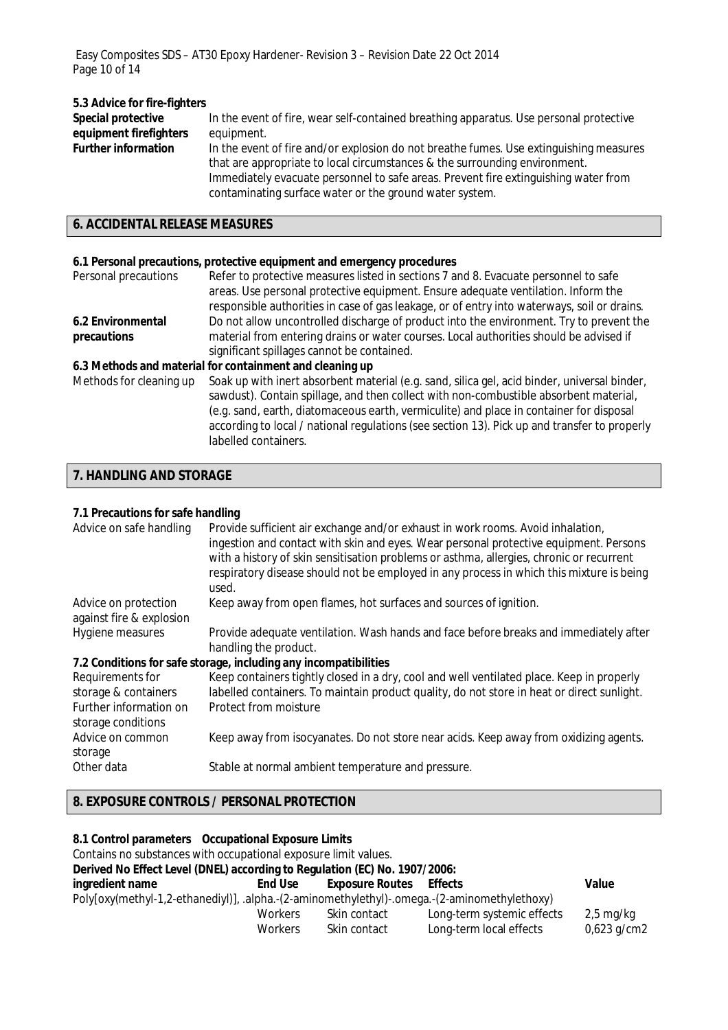### 5.3 Advice for fire-fighters

| | |
|---|---|
| **Special protective equipment firefighters** | In the event of fire, wear self-contained breathing apparatus. Use personal protective equipment. |
| **Further information** | In the event of fire and/or explosion do not breathe fumes. Use extinguishing measures that are appropriate to local circumstances & the surrounding environment. Immediately evacuate personnel to safe areas. Prevent fire extinguishing water from contaminating surface water or the ground water system. |

## 6. ACCIDENTAL RELEASE MEASURES

### 6.1 Personal precautions, protective equipment and emergency procedures

| | |
|---|---|
| Personal precautions | Refer to protective measures listed in sections 7 and 8. Evacuate personnel to safe areas. Use personal protective equipment. Ensure adequate ventilation. Inform the responsible authorities in case of gas leakage, or of entry into waterways, soil or drains. |
| **6.2 Environmental precautions** | Do not allow uncontrolled discharge of product into the environment. Try to prevent the material from entering drains or water courses. Local authorities should be advised if significant spillages cannot be contained. |

### 6.3 Methods and material for containment and cleaning up

| | |
|---|---|
| Methods for cleaning up | Soak up with inert absorbent material (e.g. sand, silica gel, acid binder, universal binder, sawdust). Contain spillage, and then collect with non-combustible absorbent material, (e.g. sand, earth, diatomaceous earth, vermiculite) and place in container for disposal according to local / national regulations (see section 13). Pick up and transfer to properly labelled containers. |

## 7. HANDLING AND STORAGE

### 7.1 Precautions for safe handling

| | |
|---|---|
| Advice on safe handling | Provide sufficient air exchange and/or exhaust in work rooms. Avoid inhalation, ingestion and contact with skin and eyes. Wear personal protective equipment. Persons with a history of skin sensitisation problems or asthma, allergies, chronic or recurrent respiratory disease should not be employed in any process in which this mixture is being used. |
| Advice on protection against fire & explosion | Keep away from open flames, hot surfaces and sources of ignition. |
| Hygiene measures | Provide adequate ventilation. Wash hands and face before breaks and immediately after handling the product. |

### 7.2 Conditions for safe storage, including any incompatibilities

| | |
|---|---|
| Requirements for storage & containers | Keep containers tightly closed in a dry, cool and well ventilated place. Keep in properly labelled containers. To maintain product quality, do not store in heat or direct sunlight. |
| Further information on storage conditions | Protect from moisture |
| Advice on common storage | Keep away from isocyanates. Do not store near acids. Keep away from oxidizing agents. |
| Other data | Stable at normal ambient temperature and pressure. |

## 8. EXPOSURE CONTROLS / PERSONAL PROTECTION

### 8.1 Control parameters Occupational Exposure Limits

Contains no substances with occupational exposure limit values.

**Derived No Effect Level (DNEL) according to Regulation (EC) No. 1907/2006:**

| ingredient name | End Use | Exposure Routes | Effects | Value |
|---|---|---|---|---|
| Poly[oxy(methyl-1,2-ethanediyl)], .alpha.-(2-aminomethylethyl)-.omega.-(2-aminomethylethoxy) | | | | |
| | Workers | Skin contact | Long-term systemic effects | 2,5 mg/kg |
| | Workers | Skin contact | Long-term local effects | 0,623 g/cm2 |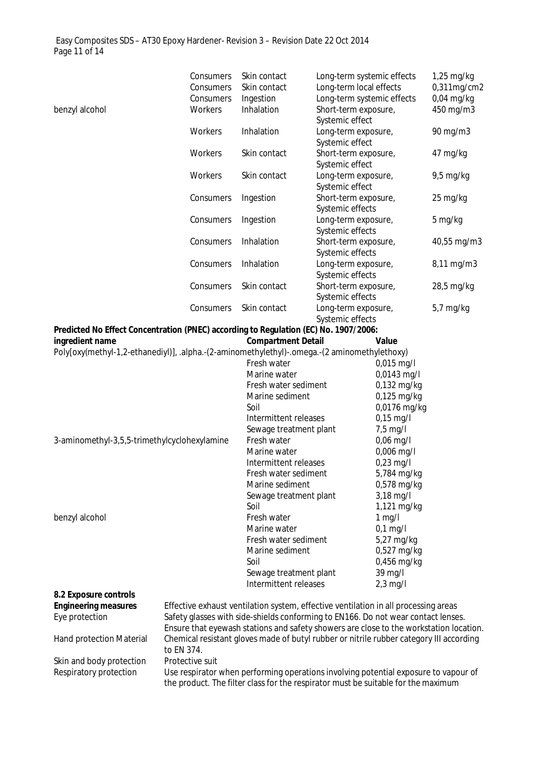| | | | | |
|---|---|---|---|---|
| | Consumers | Skin contact | Long-term systemic effects | 1,25 mg/kg |
| | Consumers | Skin contact | Long-term local effects | 0,311mg/cm2 |
| | Consumers | Ingestion | Long-term systemic effects | 0,04 mg/kg |
| benzyl alcohol | Workers | Inhalation | Short-term exposure, Systemic effect | 450 mg/m3 |
| | Workers | Inhalation | Long-term exposure, Systemic effect | 90 mg/m3 |
| | Workers | Skin contact | Short-term exposure, Systemic effect | 47 mg/kg |
| | Workers | Skin contact | Long-term exposure, Systemic effect | 9,5 mg/kg |
| | Consumers | Ingestion | Short-term exposure, Systemic effects | 25 mg/kg |
| | Consumers | Ingestion | Long-term exposure, Systemic effects | 5 mg/kg |
| | Consumers | Inhalation | Short-term exposure, Systemic effects | 40,55 mg/m3 |
| | Consumers | Inhalation | Long-term exposure, Systemic effects | 8,11 mg/m3 |
| | Consumers | Skin contact | Short-term exposure, Systemic effects | 28,5 mg/kg |
| | Consumers | Skin contact | Long-term exposure, Systemic effects | 5,7 mg/kg |

**Predicted No Effect Concentration (PNEC) according to Regulation (EC) No. 1907/2006:**

| ingredient name | Compartment Detail | Value |
|---|---|---|
| Poly[oxy(methyl-1,2-ethanediyl)], .alpha.-(2-aminomethylethyl)-.omega.-(2 aminomethylethoxy) | | |
| | Fresh water | 0,015 mg/l |
| | Marine water | 0,0143 mg/l |
| | Fresh water sediment | 0,132 mg/kg |
| | Marine sediment | 0,125 mg/kg |
| | Soil | 0,0176 mg/kg |
| | Intermittent releases | 0,15 mg/l |
| | Sewage treatment plant | 7,5 mg/l |
| 3-aminomethyl-3,5,5-trimethylcyclohexylamine | Fresh water | 0,06 mg/l |
| | Marine water | 0,006 mg/l |
| | Intermittent releases | 0,23 mg/l |
| | Fresh water sediment | 5,784 mg/kg |
| | Marine sediment | 0,578 mg/kg |
| | Sewage treatment plant | 3,18 mg/l |
| | Soil | 1,121 mg/kg |
| benzyl alcohol | Fresh water | 1 mg/l |
| | Marine water | 0,1 mg/l |
| | Fresh water sediment | 5,27 mg/kg |
| | Marine sediment | 0,527 mg/kg |
| | Soil | 0,456 mg/kg |
| | Sewage treatment plant | 39 mg/l |
| | Intermittent releases | 2,3 mg/l |

**8.2 Exposure controls**

**Engineering measures** Effective exhaust ventilation system, effective ventilation in all processing areas

Eye protection Safety glasses with side-shields conforming to EN166. Do not wear contact lenses. Ensure that eyewash stations and safety showers are close to the workstation location.

Hand protection Material Chemical resistant gloves made of butyl rubber or nitrile rubber category III according to EN 374.

Skin and body protection Protective suit

Respiratory protection Use respirator when performing operations involving potential exposure to vapour of the product. The filter class for the respirator must be suitable for the maximum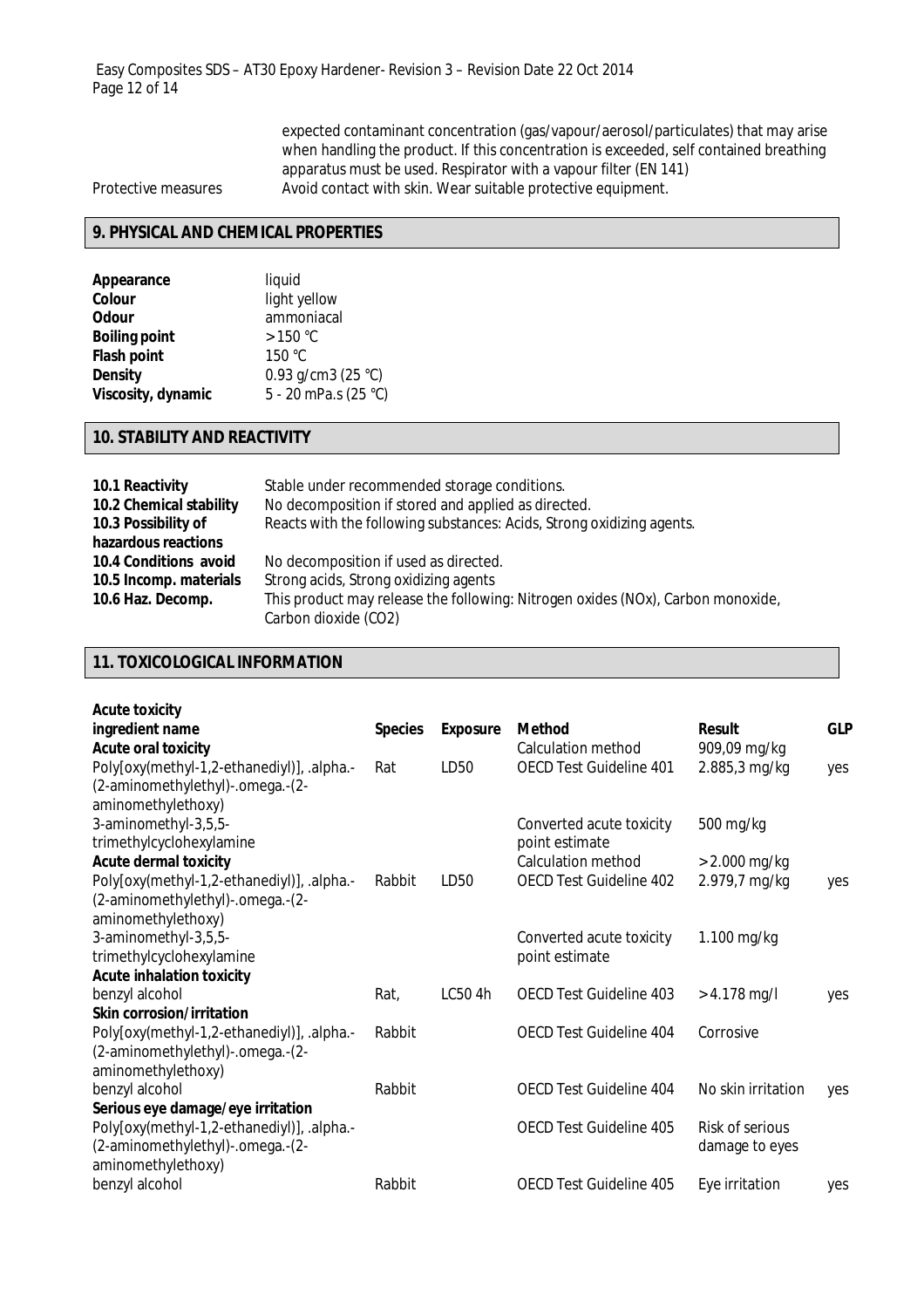expected contaminant concentration (gas/vapour/aerosol/particulates) that may arise when handling the product. If this concentration is exceeded, self contained breathing apparatus must be used. Respirator with a vapour filter (EN 141)

Protective measures: Avoid contact with skin. Wear suitable protective equipment.

## 9. PHYSICAL AND CHEMICAL PROPERTIES

| | |
|---|---|
| **Appearance** | liquid |
| **Colour** | light yellow |
| **Odour** | ammoniacal |
| **Boiling point** | > 150 °C |
| **Flash point** | 150 °C |
| **Density** | 0.93 g/cm3 (25 °C) |
| **Viscosity, dynamic** | 5 - 20 mPa.s (25 °C) |

## 10. STABILITY AND REACTIVITY

| | |
|---|---|
| **10.1 Reactivity** | Stable under recommended storage conditions. |
| **10.2 Chemical stability** | No decomposition if stored and applied as directed. |
| **10.3 Possibility of hazardous reactions** | Reacts with the following substances: Acids, Strong oxidizing agents. |
| **10.4 Conditions avoid** | No decomposition if used as directed. |
| **10.5 Incomp. materials** | Strong acids, Strong oxidizing agents |
| **10.6 Haz. Decomp.** | This product may release the following: Nitrogen oxides (NOx), Carbon monoxide, Carbon dioxide (CO2) |

## 11. TOXICOLOGICAL INFORMATION

**Acute toxicity**

| ingredient name | Species | Exposure | Method | Result | GLP |
|---|---|---|---|---|---|
| **Acute oral toxicity** | | | Calculation method | 909,09 mg/kg | |
| Poly[oxy(methyl-1,2-ethanediyl)], .alpha.-(2-aminomethylethyl)-.omega.-(2-aminomethylethoxy) | Rat | LD50 | OECD Test Guideline 401 | 2.885,3 mg/kg | yes |
| 3-aminomethyl-3,5,5-trimethylcyclohexylamine | | | Converted acute toxicity point estimate | 500 mg/kg | |
| **Acute dermal toxicity** | | | Calculation method | > 2.000 mg/kg | |
| Poly[oxy(methyl-1,2-ethanediyl)], .alpha.-(2-aminomethylethyl)-.omega.-(2-aminomethylethoxy) | Rabbit | LD50 | OECD Test Guideline 402 | 2.979,7 mg/kg | yes |
| 3-aminomethyl-3,5,5-trimethylcyclohexylamine | | | Converted acute toxicity point estimate | 1.100 mg/kg | |
| **Acute inhalation toxicity** | | | | | |
| benzyl alcohol | Rat, | LC50 4h | OECD Test Guideline 403 | > 4.178 mg/l | yes |
| **Skin corrosion/irritation** | | | | | |
| Poly[oxy(methyl-1,2-ethanediyl)], .alpha.-(2-aminomethylethyl)-.omega.-(2-aminomethylethoxy) | Rabbit | | OECD Test Guideline 404 | Corrosive | |
| benzyl alcohol | Rabbit | | OECD Test Guideline 404 | No skin irritation | yes |
| **Serious eye damage/eye irritation** | | | | | |
| Poly[oxy(methyl-1,2-ethanediyl)], .alpha.-(2-aminomethylethyl)-.omega.-(2-aminomethylethoxy) | | | OECD Test Guideline 405 | Risk of serious damage to eyes | |
| benzyl alcohol | Rabbit | | OECD Test Guideline 405 | Eye irritation | yes |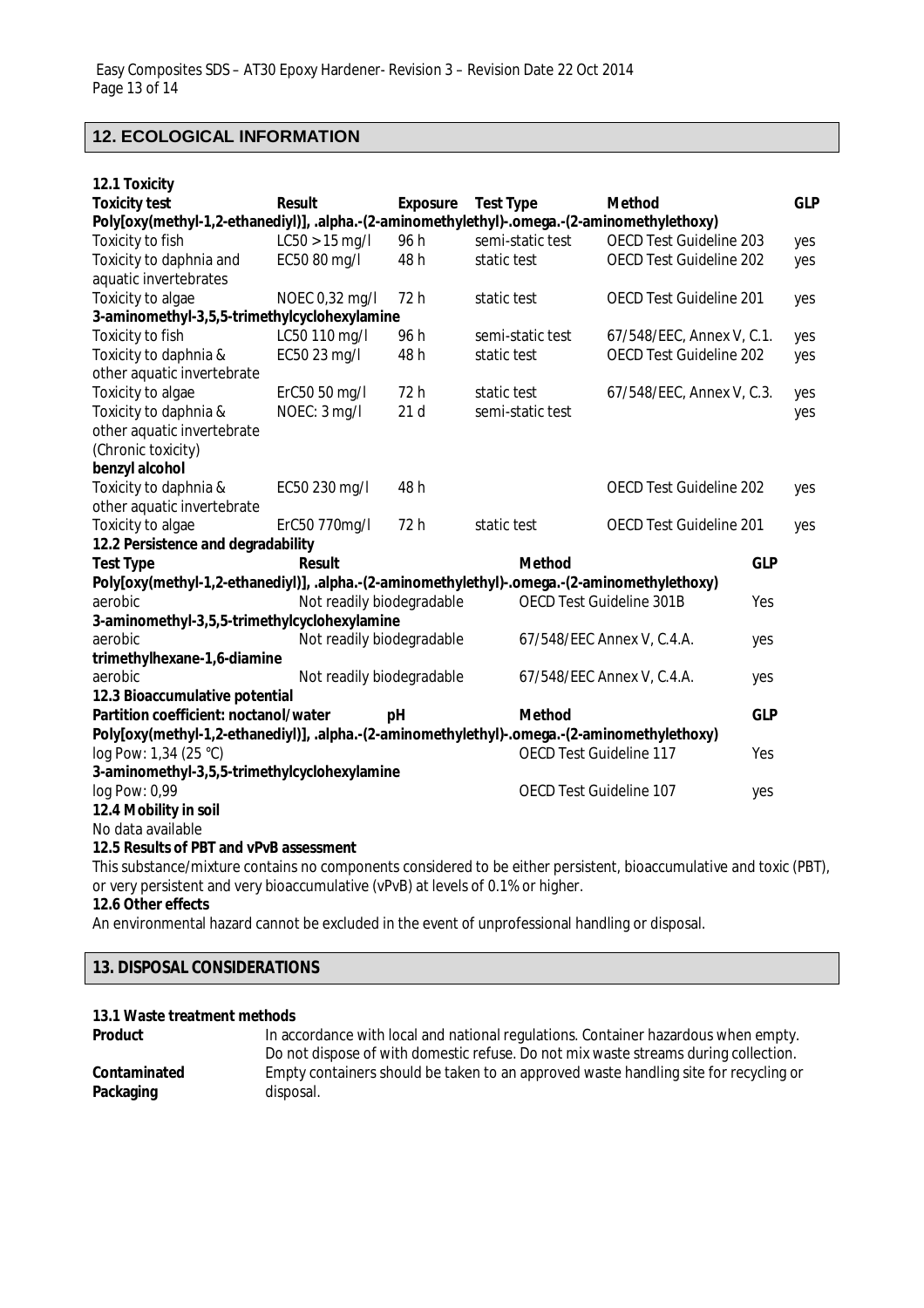## 12. ECOLOGICAL INFORMATION

**12.1 Toxicity**

| Toxicity test | Result | Exposure | Test Type | Method | GLP |
|---|---|---|---|---|---|
| **Poly[oxy(methyl-1,2-ethanediyl)], .alpha.-(2-aminomethylethyl)-.omega.-(2-aminomethylethoxy)** | | | | | |
| Toxicity to fish | LC50 > 15 mg/l | 96 h | semi-static test | OECD Test Guideline 203 | yes |
| Toxicity to daphnia and aquatic invertebrates | EC50 80 mg/l | 48 h | static test | OECD Test Guideline 202 | yes |
| Toxicity to algae | NOEC 0,32 mg/l | 72 h | static test | OECD Test Guideline 201 | yes |
| **3-aminomethyl-3,5,5-trimethylcyclohexylamine** | | | | | |
| Toxicity to fish | LC50 110 mg/l | 96 h | semi-static test | 67/548/EEC, Annex V, C.1. | yes |
| Toxicity to daphnia & other aquatic invertebrate | EC50 23 mg/l | 48 h | static test | OECD Test Guideline 202 | yes |
| Toxicity to algae | ErC50 50 mg/l | 72 h | static test | 67/548/EEC, Annex V, C.3. | yes |
| Toxicity to daphnia & other aquatic invertebrate (Chronic toxicity) | NOEC: 3 mg/l | 21 d | semi-static test | | yes |
| **benzyl alcohol** | | | | | |
| Toxicity to daphnia & other aquatic invertebrate | EC50 230 mg/l | 48 h | | OECD Test Guideline 202 | yes |
| Toxicity to algae | ErC50 770mg/l | 72 h | static test | OECD Test Guideline 201 | yes |

**12.2 Persistence and degradability**

| Test Type | Result | Method | GLP |
|---|---|---|---|
| **Poly[oxy(methyl-1,2-ethanediyl)], .alpha.-(2-aminomethylethyl)-.omega.-(2-aminomethylethoxy)** | | | |
| aerobic | Not readily biodegradable | OECD Test Guideline 301B | Yes |
| **3-aminomethyl-3,5,5-trimethylcyclohexylamine** | | | |
| aerobic | Not readily biodegradable | 67/548/EEC Annex V, C.4.A. | yes |
| **trimethylhexane-1,6-diamine** | | | |
| aerobic | Not readily biodegradable | 67/548/EEC Annex V, C.4.A. | yes |

**12.3 Bioaccumulative potential**

| Partition coefficient: noctanol/water | pH | Method | GLP |
|---|---|---|---|
| **Poly[oxy(methyl-1,2-ethanediyl)], .alpha.-(2-aminomethylethyl)-.omega.-(2-aminomethylethoxy)** | | | |
| log Pow: 1,34 (25 °C) | | OECD Test Guideline 117 | Yes |
| **3-aminomethyl-3,5,5-trimethylcyclohexylamine** | | | |
| log Pow: 0,99 | | OECD Test Guideline 107 | yes |

**12.4 Mobility in soil**

No data available

**12.5 Results of PBT and vPvB assessment**

This substance/mixture contains no components considered to be either persistent, bioaccumulative and toxic (PBT), or very persistent and very bioaccumulative (vPvB) at levels of 0.1% or higher.

**12.6 Other effects**

An environmental hazard cannot be excluded in the event of unprofessional handling or disposal.

## 13. DISPOSAL CONSIDERATIONS

**13.1 Waste treatment methods**

**Product** — In accordance with local and national regulations. Container hazardous when empty. Do not dispose of with domestic refuse. Do not mix waste streams during collection.

**Contaminated Packaging** — Empty containers should be taken to an approved waste handling site for recycling or disposal.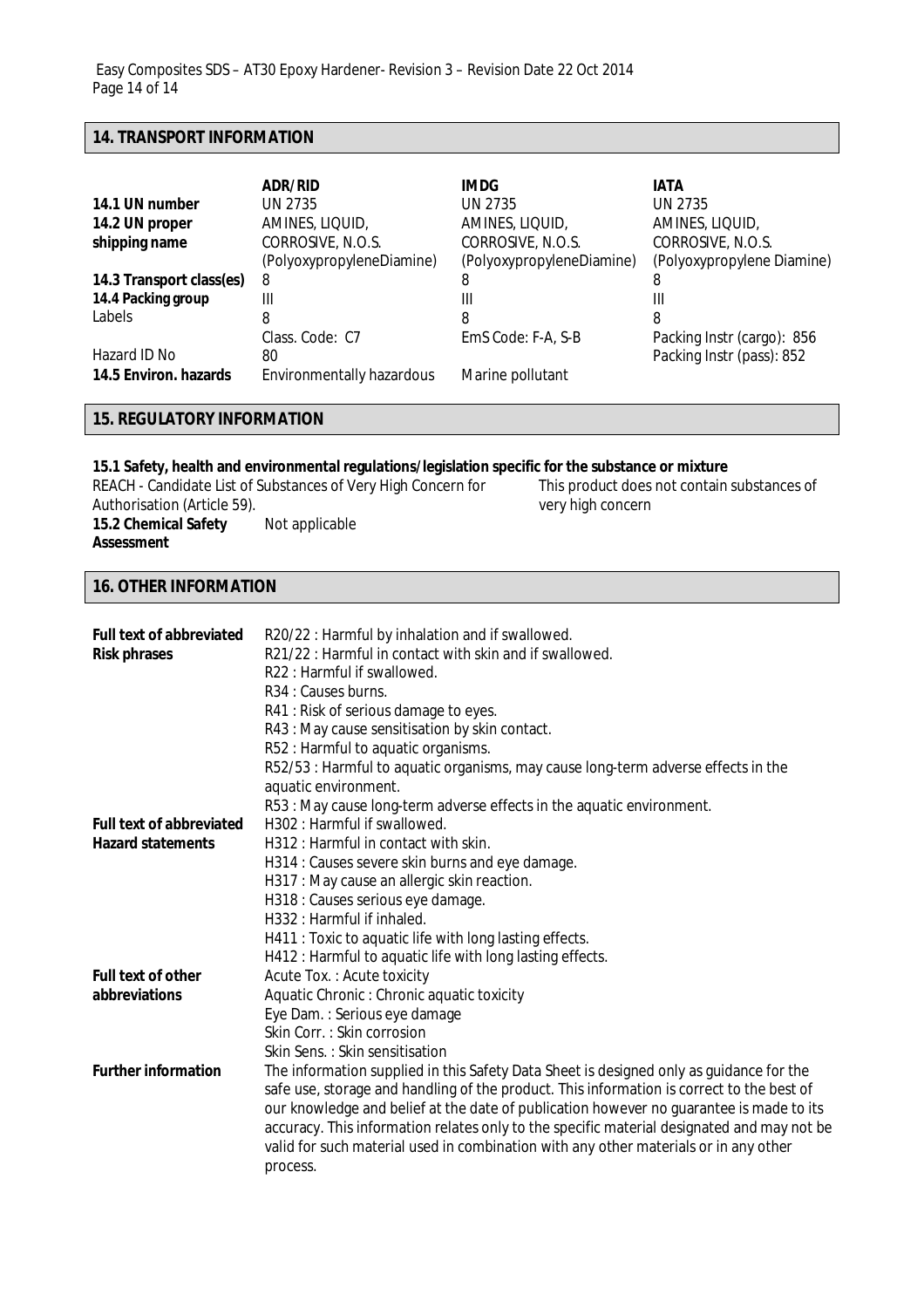## 14. TRANSPORT INFORMATION

| | ADR/RID | IMDG | IATA |
|---|---|---|---|
| **14.1 UN number** | UN 2735 | UN 2735 | UN 2735 |
| **14.2 UN proper shipping name** | AMINES, LIQUID, CORROSIVE, N.O.S. (PolyoxypropyleneDiamine) | AMINES, LIQUID, CORROSIVE, N.O.S. (PolyoxypropyleneDiamine) | AMINES, LIQUID, CORROSIVE, N.O.S. (Polyoxypropylene Diamine) |
| **14.3 Transport class(es)** | 8 | 8 | 8 |
| **14.4 Packing group** | III | III | III |
| Labels | 8 | 8 | 8 |
| | Class. Code: C7 | EmS Code: F-A, S-B | Packing Instr (cargo): 856 |
| Hazard ID No | 80 | | Packing Instr (pass): 852 |
| **14.5 Environ. hazards** | Environmentally hazardous | Marine pollutant | |

## 15. REGULATORY INFORMATION

**15.1 Safety, health and environmental regulations/legislation specific for the substance or mixture**

REACH - Candidate List of Substances of Very High Concern for Authorisation (Article 59). — This product does not contain substances of very high concern

**15.2 Chemical Safety Assessment** — Not applicable

## 16. OTHER INFORMATION

**Full text of abbreviated Risk phrases**

R20/22 : Harmful by inhalation and if swallowed.
R21/22 : Harmful in contact with skin and if swallowed.
R22 : Harmful if swallowed.
R34 : Causes burns.
R41 : Risk of serious damage to eyes.
R43 : May cause sensitisation by skin contact.
R52 : Harmful to aquatic organisms.
R52/53 : Harmful to aquatic organisms, may cause long-term adverse effects in the aquatic environment.
R53 : May cause long-term adverse effects in the aquatic environment.

**Full text of abbreviated Hazard statements**

H302 : Harmful if swallowed.
H312 : Harmful in contact with skin.
H314 : Causes severe skin burns and eye damage.
H317 : May cause an allergic skin reaction.
H318 : Causes serious eye damage.
H332 : Harmful if inhaled.
H411 : Toxic to aquatic life with long lasting effects.
H412 : Harmful to aquatic life with long lasting effects.

**Full text of other abbreviations**

Acute Tox. : Acute toxicity
Aquatic Chronic : Chronic aquatic toxicity
Eye Dam. : Serious eye damage
Skin Corr. : Skin corrosion
Skin Sens. : Skin sensitisation

**Further information**

The information supplied in this Safety Data Sheet is designed only as guidance for the safe use, storage and handling of the product. This information is correct to the best of our knowledge and belief at the date of publication however no guarantee is made to its accuracy. This information relates only to the specific material designated and may not be valid for such material used in combination with any other materials or in any other process.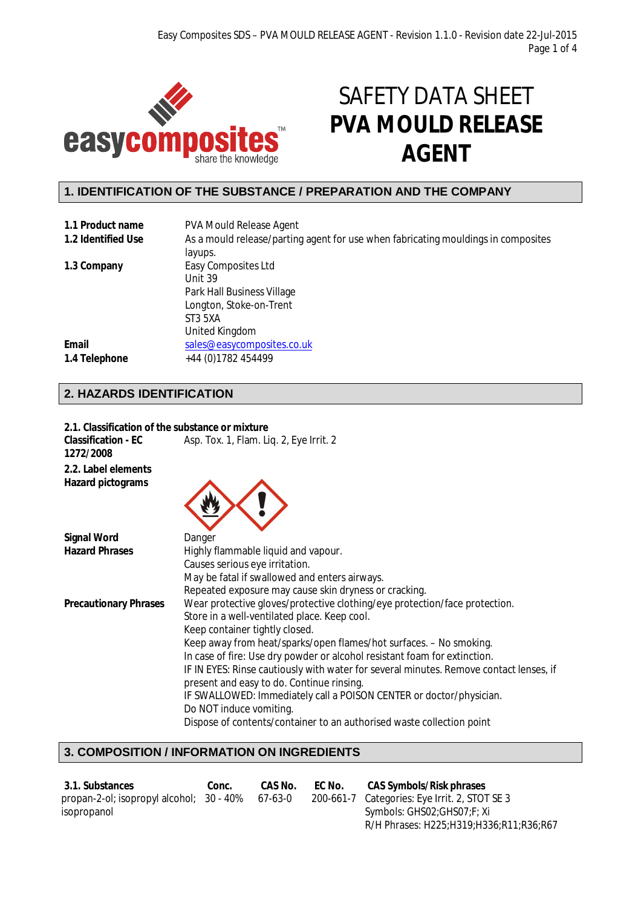# SAFETY DATA SHEET
# PVA MOULD RELEASE AGENT

## 1. IDENTIFICATION OF THE SUBSTANCE / PREPARATION AND THE COMPANY

| | |
|---|---|
| **1.1 Product name** | PVA Mould Release Agent |
| **1.2 Identified Use** | As a mould release/parting agent for use when fabricating mouldings in composites layups. |
| **1.3 Company** | Easy Composites Ltd<br>Unit 39<br>Park Hall Business Village<br>Longton, Stoke-on-Trent<br>ST3 5XA<br>United Kingdom |
| **Email** | sales@easycomposites.co.uk |
| **1.4 Telephone** | +44 (0)1782 454499 |

## 2. HAZARDS IDENTIFICATION

**2.1. Classification of the substance or mixture**

| | |
|---|---|
| **Classification - EC 1272/2008** | Asp. Tox. 1, Flam. Liq. 2, Eye Irrit. 2 |

**2.2. Label elements**

**Hazard pictograms**

| | |
|---|---|
| **Signal Word** | Danger |
| **Hazard Phrases** | Highly flammable liquid and vapour.<br>Causes serious eye irritation.<br>May be fatal if swallowed and enters airways.<br>Repeated exposure may cause skin dryness or cracking. |
| **Precautionary Phrases** | Wear protective gloves/protective clothing/eye protection/face protection.<br>Store in a well-ventilated place. Keep cool.<br>Keep container tightly closed.<br>Keep away from heat/sparks/open flames/hot surfaces. – No smoking.<br>In case of fire: Use dry powder or alcohol resistant foam for extinction.<br>IF IN EYES: Rinse cautiously with water for several minutes. Remove contact lenses, if present and easy to do. Continue rinsing.<br>IF SWALLOWED: Immediately call a POISON CENTER or doctor/physician.<br>Do NOT induce vomiting.<br>Dispose of contents/container to an authorised waste collection point |

## 3. COMPOSITION / INFORMATION ON INGREDIENTS

| 3.1. Substances | Conc. | CAS No. | EC No. | CAS Symbols/Risk phrases |
|---|---|---|---|---|
| propan-2-ol; isopropyl alcohol; isopropanol | 30 - 40% | 67-63-0 | 200-661-7 | Categories: Eye Irrit. 2, STOT SE 3<br>Symbols: GHS02;GHS07;F; Xi<br>R/H Phrases: H225;H319;H336;R11;R36;R67 |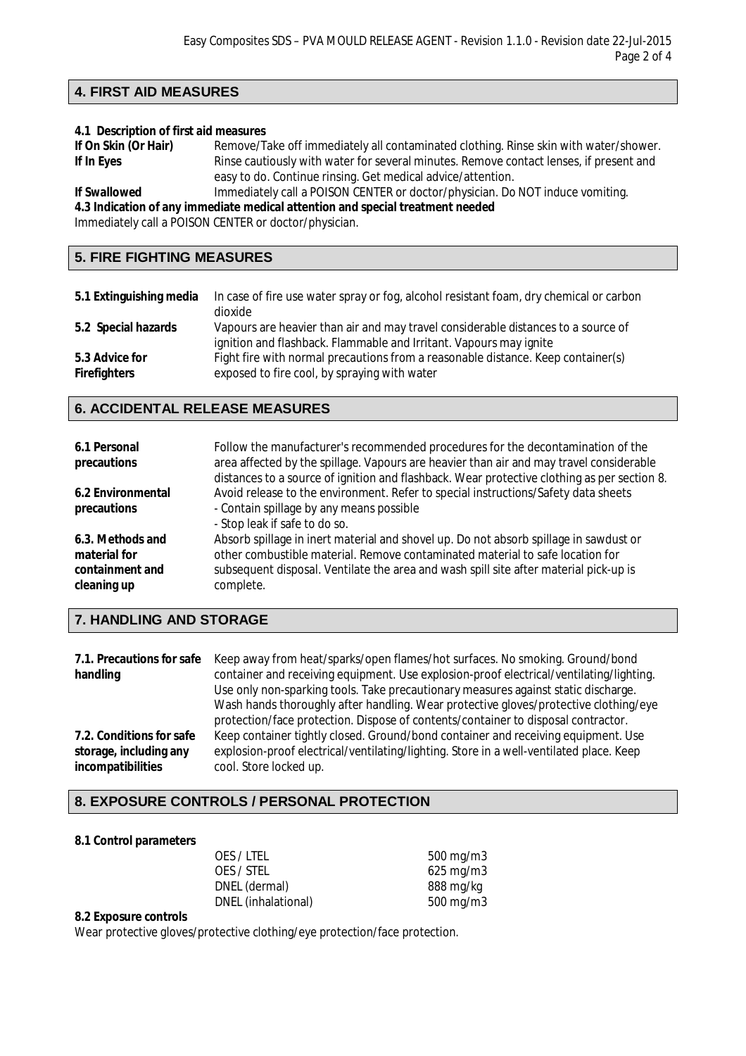## 4. FIRST AID MEASURES

**4.1 Description of first aid measures**

| | |
|---|---|
| **If On Skin (Or Hair)** | Remove/Take off immediately all contaminated clothing. Rinse skin with water/shower. |
| **If In Eyes** | Rinse cautiously with water for several minutes. Remove contact lenses, if present and easy to do. Continue rinsing. Get medical advice/attention. |
| **If Swallowed** | Immediately call a POISON CENTER or doctor/physician. Do NOT induce vomiting. |

**4.3 Indication of any immediate medical attention and special treatment needed**

Immediately call a POISON CENTER or doctor/physician.

## 5. FIRE FIGHTING MEASURES

| | |
|---|---|
| **5.1 Extinguishing media** | In case of fire use water spray or fog, alcohol resistant foam, dry chemical or carbon dioxide |
| **5.2 Special hazards** | Vapours are heavier than air and may travel considerable distances to a source of ignition and flashback. Flammable and Irritant. Vapours may ignite |
| **5.3 Advice for Firefighters** | Fight fire with normal precautions from a reasonable distance. Keep container(s) exposed to fire cool, by spraying with water |

## 6. ACCIDENTAL RELEASE MEASURES

| | |
|---|---|
| **6.1 Personal precautions** | Follow the manufacturer's recommended procedures for the decontamination of the area affected by the spillage. Vapours are heavier than air and may travel considerable distances to a source of ignition and flashback. Wear protective clothing as per section 8. |
| **6.2 Environmental precautions** | Avoid release to the environment. Refer to special instructions/Safety data sheets<br>- Contain spillage by any means possible<br>- Stop leak if safe to do so. |
| **6.3. Methods and material for containment and cleaning up** | Absorb spillage in inert material and shovel up. Do not absorb spillage in sawdust or other combustible material. Remove contaminated material to safe location for subsequent disposal. Ventilate the area and wash spill site after material pick-up is complete. |

## 7. HANDLING AND STORAGE

| | |
|---|---|
| **7.1. Precautions for safe handling** | Keep away from heat/sparks/open flames/hot surfaces. No smoking. Ground/bond container and receiving equipment. Use explosion-proof electrical/ventilating/lighting. Use only non-sparking tools. Take precautionary measures against static discharge. Wash hands thoroughly after handling. Wear protective gloves/protective clothing/eye protection/face protection. Dispose of contents/container to disposal contractor. |
| **7.2. Conditions for safe storage, including any incompatibilities** | Keep container tightly closed. Ground/bond container and receiving equipment. Use explosion-proof electrical/ventilating/lighting. Store in a well-ventilated place. Keep cool. Store locked up. |

## 8. EXPOSURE CONTROLS / PERSONAL PROTECTION

**8.1 Control parameters**

| | |
|---|---|
| OES / LTEL | 500 mg/m3 |
| OES / STEL | 625 mg/m3 |
| DNEL (dermal) | 888 mg/kg |
| DNEL (inhalational) | 500 mg/m3 |

**8.2 Exposure controls**

Wear protective gloves/protective clothing/eye protection/face protection.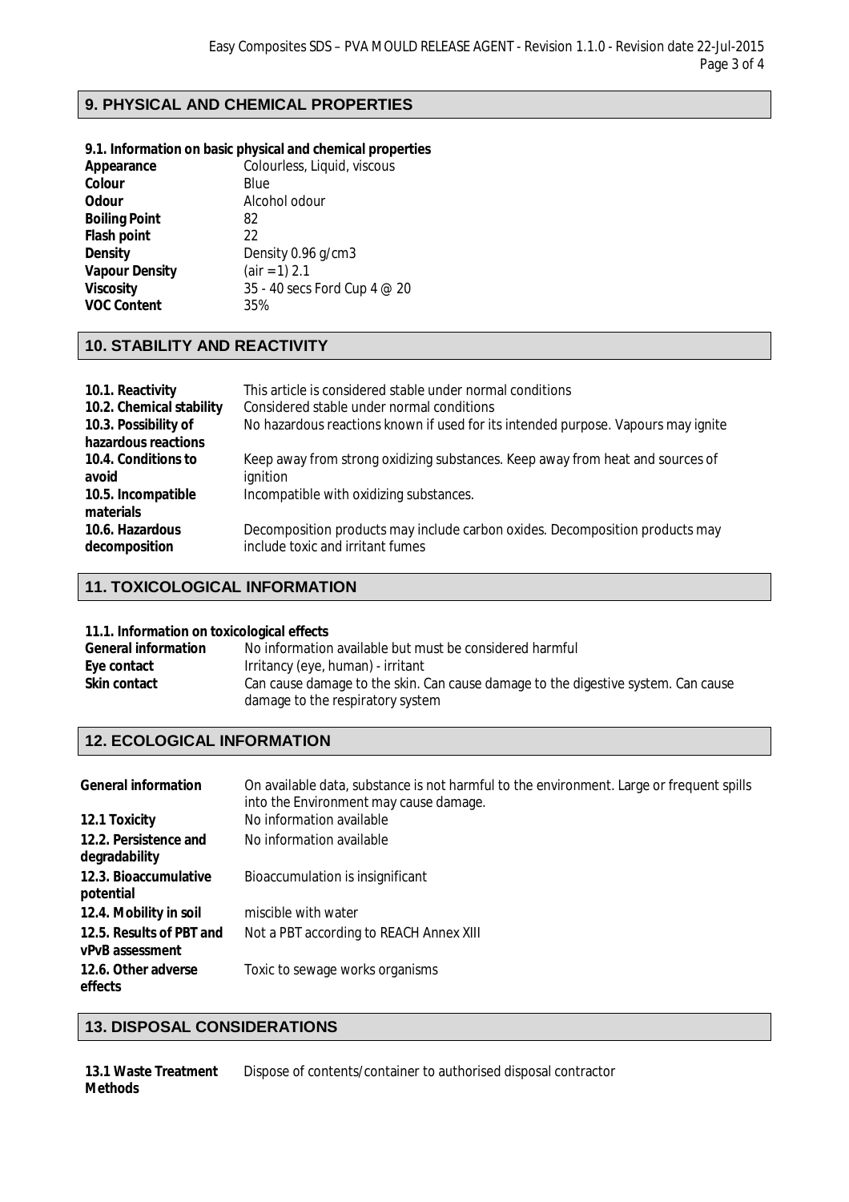## 9. PHYSICAL AND CHEMICAL PROPERTIES

**9.1. Information on basic physical and chemical properties**

| | |
|---|---|
| **Appearance** | Colourless, Liquid, viscous |
| **Colour** | Blue |
| **Odour** | Alcohol odour |
| **Boiling Point** | 82 |
| **Flash point** | 22 |
| **Density** | Density 0.96 g/cm3 |
| **Vapour Density** | (air =1) 2.1 |
| **Viscosity** | 35 - 40 secs Ford Cup 4 @ 20 |
| **VOC Content** | 35% |

## 10. STABILITY AND REACTIVITY

| | |
|---|---|
| **10.1. Reactivity** | This article is considered stable under normal conditions |
| **10.2. Chemical stability** | Considered stable under normal conditions |
| **10.3. Possibility of hazardous reactions** | No hazardous reactions known if used for its intended purpose. Vapours may ignite |
| **10.4. Conditions to avoid** | Keep away from strong oxidizing substances. Keep away from heat and sources of ignition |
| **10.5. Incompatible materials** | Incompatible with oxidizing substances. |
| **10.6. Hazardous decomposition** | Decomposition products may include carbon oxides. Decomposition products may include toxic and irritant fumes |

## 11. TOXICOLOGICAL INFORMATION

**11.1. Information on toxicological effects**

| | |
|---|---|
| **General information** | No information available but must be considered harmful |
| **Eye contact** | Irritancy (eye, human) - irritant |
| **Skin contact** | Can cause damage to the skin. Can cause damage to the digestive system. Can cause damage to the respiratory system |

## 12. ECOLOGICAL INFORMATION

| | |
|---|---|
| **General information** | On available data, substance is not harmful to the environment. Large or frequent spills into the Environment may cause damage. |
| **12.1 Toxicity** | No information available |
| **12.2. Persistence and degradability** | No information available |
| **12.3. Bioaccumulative potential** | Bioaccumulation is insignificant |
| **12.4. Mobility in soil** | miscible with water |
| **12.5. Results of PBT and vPvB assessment** | Not a PBT according to REACH Annex XIII |
| **12.6. Other adverse effects** | Toxic to sewage works organisms |

## 13. DISPOSAL CONSIDERATIONS

| | |
|---|---|
| **13.1 Waste Treatment Methods** | Dispose of contents/container to authorised disposal contractor |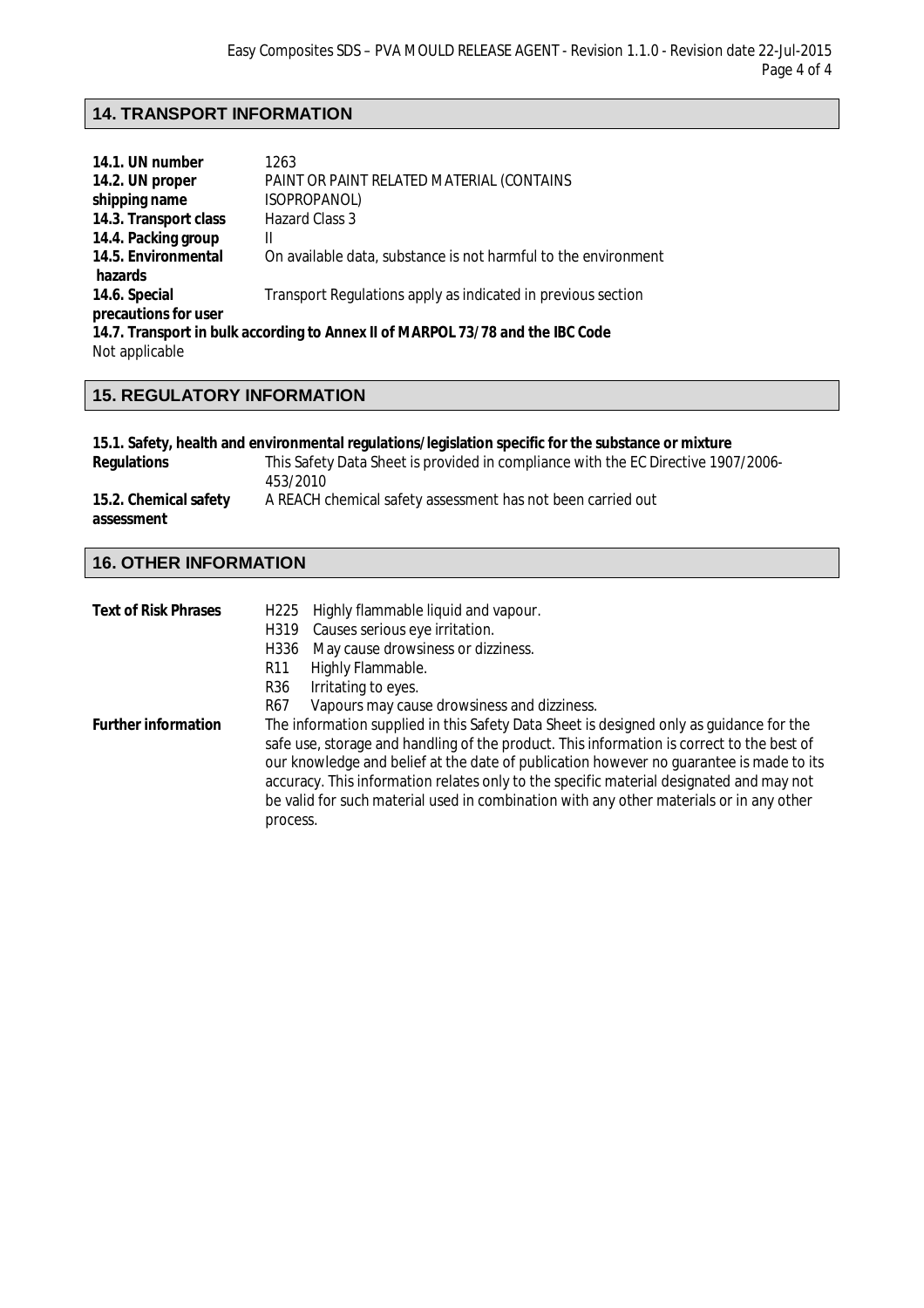## 14. TRANSPORT INFORMATION

| | |
|---|---|
| **14.1. UN number** | 1263 |
| **14.2. UN proper shipping name** | PAINT OR PAINT RELATED MATERIAL (CONTAINS ISOPROPANOL) |
| **14.3. Transport class** | Hazard Class 3 |
| **14.4. Packing group** | II |
| **14.5. Environmental hazards** | On available data, substance is not harmful to the environment |
| **14.6. Special precautions for user** | Transport Regulations apply as indicated in previous section |

**14.7. Transport in bulk according to Annex II of MARPOL 73/78 and the IBC Code**

Not applicable

## 15. REGULATORY INFORMATION

**15.1. Safety, health and environmental regulations/legislation specific for the substance or mixture**

| | |
|---|---|
| **Regulations** | This Safety Data Sheet is provided in compliance with the EC Directive 1907/2006-453/2010 |
| **15.2. Chemical safety assessment** | A REACH chemical safety assessment has not been carried out |

## 16. OTHER INFORMATION

**Text of Risk Phrases**

- H225 Highly flammable liquid and vapour.
- H319 Causes serious eye irritation.
- H336 May cause drowsiness or dizziness.
- R11 Highly Flammable.
- R36 Irritating to eyes.
- R67 Vapours may cause drowsiness and dizziness.

**Further information**

The information supplied in this Safety Data Sheet is designed only as guidance for the safe use, storage and handling of the product. This information is correct to the best of our knowledge and belief at the date of publication however no guarantee is made to its accuracy. This information relates only to the specific material designated and may not be valid for such material used in combination with any other materials or in any other process.